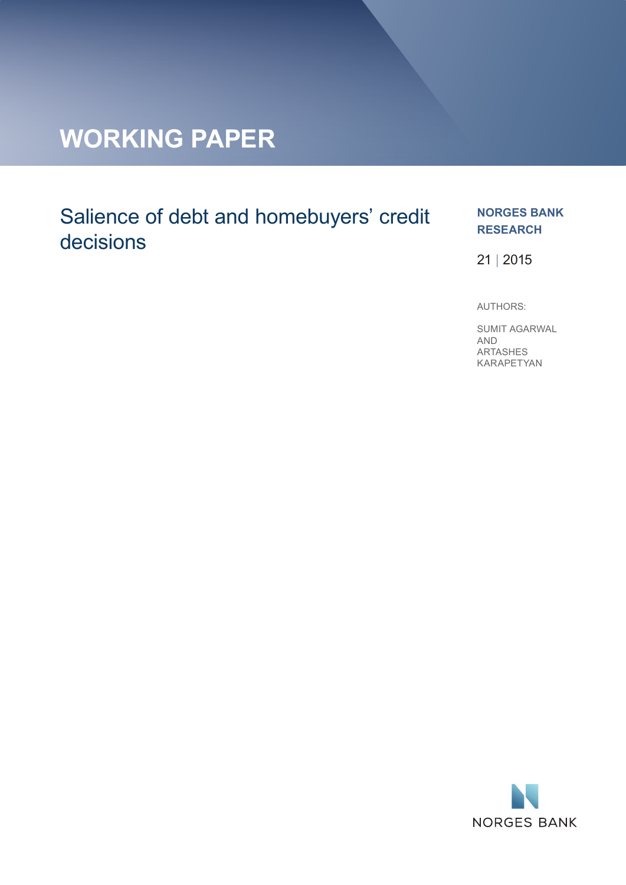# WORKING PAPER

## Salience of debt and homebuyers' credit decisions

**NORGES BANK RESEARCH**

21 | 2015

AUTHORS:

SUMIT AGARWAL
AND
ARTASHES
KARAPETYAN

NORGES BANK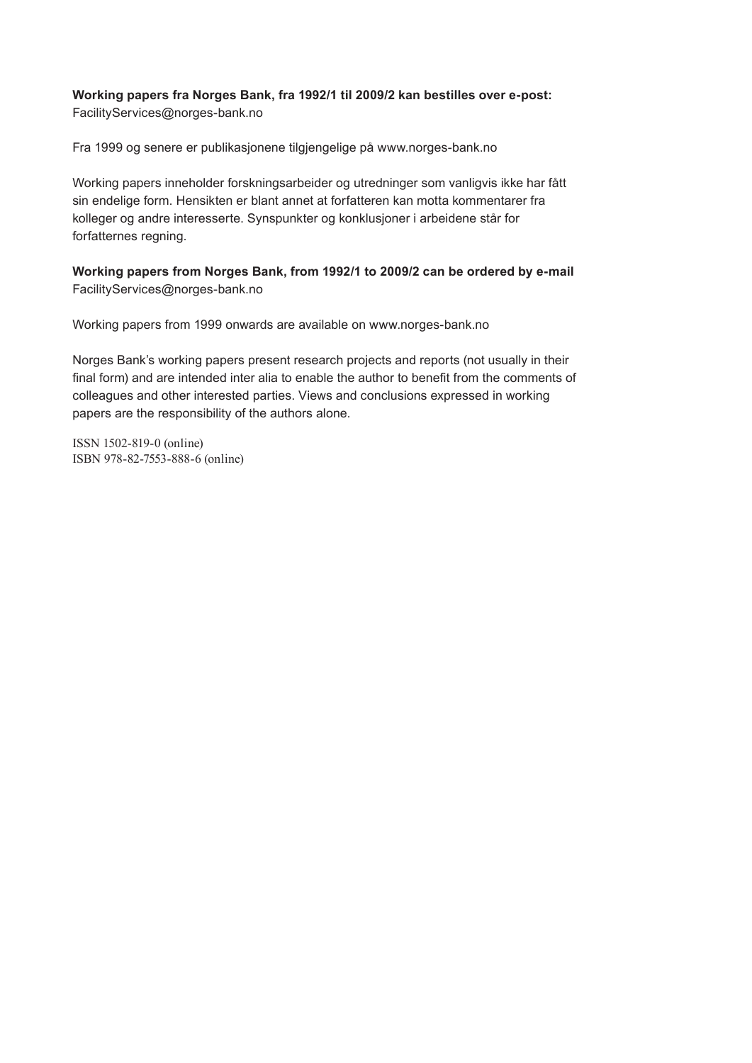**Working papers fra Norges Bank, fra 1992/1 til 2009/2 kan bestilles over e-post:**
FacilityServices@norges-bank.no

Fra 1999 og senere er publikasjonene tilgjengelige på www.norges-bank.no

Working papers inneholder forskningsarbeider og utredninger som vanligvis ikke har fått sin endelige form. Hensikten er blant annet at forfatteren kan motta kommentarer fra kolleger og andre interesserte. Synspunkter og konklusjoner i arbeidene står for forfatternes regning.

**Working papers from Norges Bank, from 1992/1 to 2009/2 can be ordered by e-mail**
FacilityServices@norges-bank.no

Working papers from 1999 onwards are available on www.norges-bank.no

Norges Bank's working papers present research projects and reports (not usually in their final form) and are intended inter alia to enable the author to benefit from the comments of colleagues and other interested parties. Views and conclusions expressed in working papers are the responsibility of the authors alone.

ISSN 1502-819-0 (online)
ISBN 978-82-7553-888-6 (online)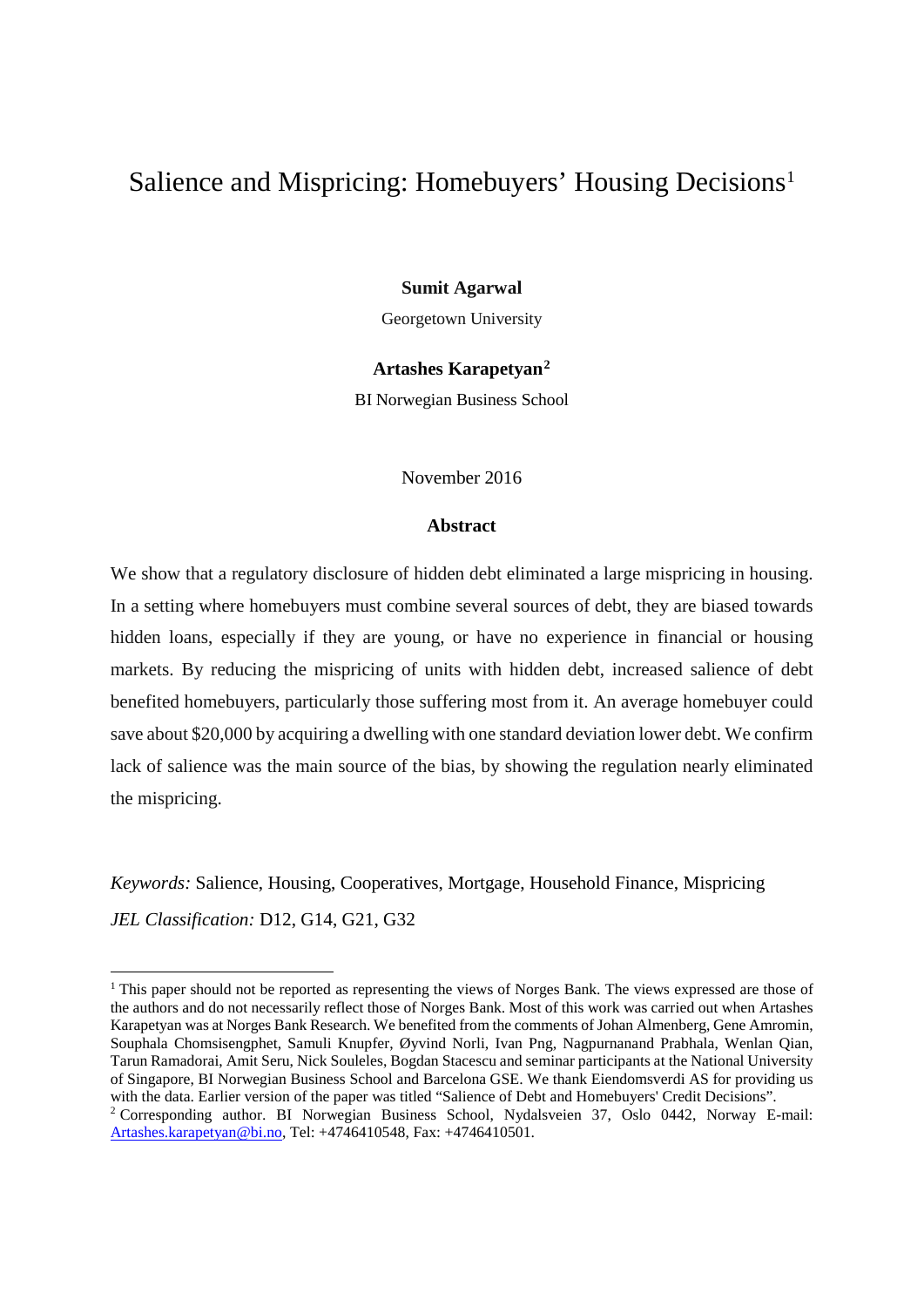# Salience and Mispricing: Homebuyers' Housing Decisions[1]

**Sumit Agarwal**

Georgetown University

**Artashes Karapetyan[2]**

BI Norwegian Business School

November 2016

## Abstract

We show that a regulatory disclosure of hidden debt eliminated a large mispricing in housing. In a setting where homebuyers must combine several sources of debt, they are biased towards hidden loans, especially if they are young, or have no experience in financial or housing markets. By reducing the mispricing of units with hidden debt, increased salience of debt benefited homebuyers, particularly those suffering most from it. An average homebuyer could save about $20,000 by acquiring a dwelling with one standard deviation lower debt. We confirm lack of salience was the main source of the bias, by showing the regulation nearly eliminated the mispricing.

*Keywords:* Salience, Housing, Cooperatives, Mortgage, Household Finance, Mispricing

*JEL Classification:* D12, G14, G21, G32

---

[1] This paper should not be reported as representing the views of Norges Bank. The views expressed are those of the authors and do not necessarily reflect those of Norges Bank. Most of this work was carried out when Artashes Karapetyan was at Norges Bank Research. We benefited from the comments of Johan Almenberg, Gene Amromin, Souphala Chomsisengphet, Samuli Knupfer, Øyvind Norli, Ivan Png, Nagpurnanand Prabhala, Wenlan Qian, Tarun Ramadorai, Amit Seru, Nick Souleles, Bogdan Stacescu and seminar participants at the National University of Singapore, BI Norwegian Business School and Barcelona GSE. We thank Eiendomsverdi AS for providing us with the data. Earlier version of the paper was titled "Salience of Debt and Homebuyers' Credit Decisions".

[2] Corresponding author. BI Norwegian Business School, Nydalsveien 37, Oslo 0442, Norway E-mail: Artashes.karapetyan@bi.no, Tel: +4746410548, Fax: +4746410501.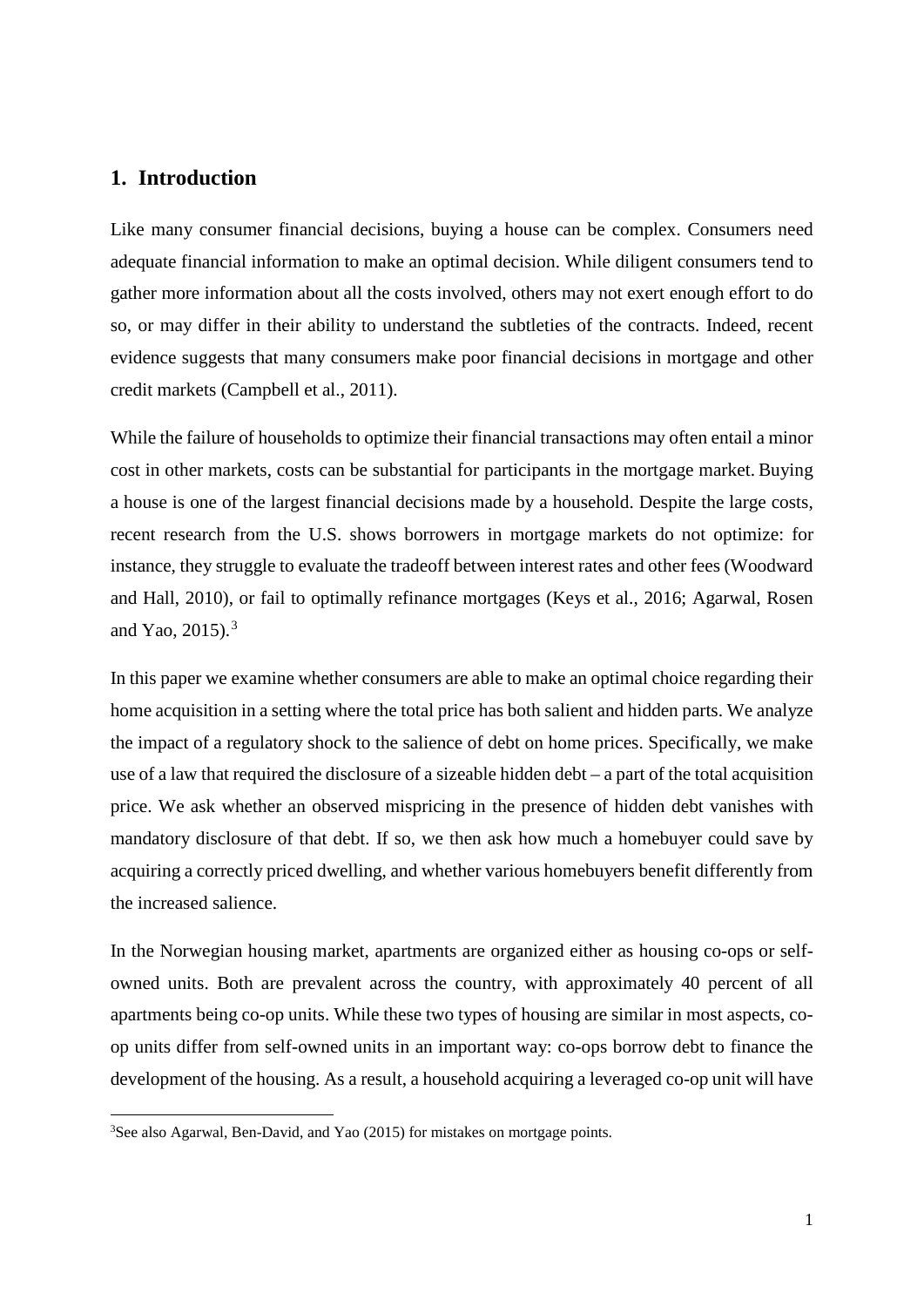## 1. Introduction

Like many consumer financial decisions, buying a house can be complex. Consumers need adequate financial information to make an optimal decision. While diligent consumers tend to gather more information about all the costs involved, others may not exert enough effort to do so, or may differ in their ability to understand the subtleties of the contracts. Indeed, recent evidence suggests that many consumers make poor financial decisions in mortgage and other credit markets (Campbell et al., 2011).

While the failure of households to optimize their financial transactions may often entail a minor cost in other markets, costs can be substantial for participants in the mortgage market. Buying a house is one of the largest financial decisions made by a household. Despite the large costs, recent research from the U.S. shows borrowers in mortgage markets do not optimize: for instance, they struggle to evaluate the tradeoff between interest rates and other fees (Woodward and Hall, 2010), or fail to optimally refinance mortgages (Keys et al., 2016; Agarwal, Rosen and Yao, 2015).[3]

In this paper we examine whether consumers are able to make an optimal choice regarding their home acquisition in a setting where the total price has both salient and hidden parts. We analyze the impact of a regulatory shock to the salience of debt on home prices. Specifically, we make use of a law that required the disclosure of a sizeable hidden debt – a part of the total acquisition price. We ask whether an observed mispricing in the presence of hidden debt vanishes with mandatory disclosure of that debt. If so, we then ask how much a homebuyer could save by acquiring a correctly priced dwelling, and whether various homebuyers benefit differently from the increased salience.

In the Norwegian housing market, apartments are organized either as housing co-ops or self-owned units. Both are prevalent across the country, with approximately 40 percent of all apartments being co-op units. While these two types of housing are similar in most aspects, co-op units differ from self-owned units in an important way: co-ops borrow debt to finance the development of the housing. As a result, a household acquiring a leveraged co-op unit will have

[3] See also Agarwal, Ben-David, and Yao (2015) for mistakes on mortgage points.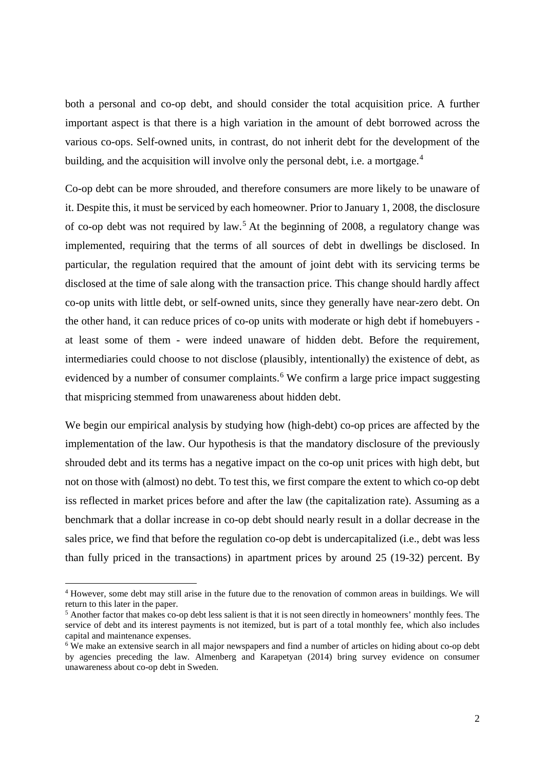both a personal and co-op debt, and should consider the total acquisition price. A further important aspect is that there is a high variation in the amount of debt borrowed across the various co-ops. Self-owned units, in contrast, do not inherit debt for the development of the building, and the acquisition will involve only the personal debt, i.e. a mortgage.[4]

Co-op debt can be more shrouded, and therefore consumers are more likely to be unaware of it. Despite this, it must be serviced by each homeowner. Prior to January 1, 2008, the disclosure of co-op debt was not required by law.[5] At the beginning of 2008, a regulatory change was implemented, requiring that the terms of all sources of debt in dwellings be disclosed. In particular, the regulation required that the amount of joint debt with its servicing terms be disclosed at the time of sale along with the transaction price. This change should hardly affect co-op units with little debt, or self-owned units, since they generally have near-zero debt. On the other hand, it can reduce prices of co-op units with moderate or high debt if homebuyers - at least some of them - were indeed unaware of hidden debt. Before the requirement, intermediaries could choose to not disclose (plausibly, intentionally) the existence of debt, as evidenced by a number of consumer complaints.[6] We confirm a large price impact suggesting that mispricing stemmed from unawareness about hidden debt.

We begin our empirical analysis by studying how (high-debt) co-op prices are affected by the implementation of the law. Our hypothesis is that the mandatory disclosure of the previously shrouded debt and its terms has a negative impact on the co-op unit prices with high debt, but not on those with (almost) no debt. To test this, we first compare the extent to which co-op debt iss reflected in market prices before and after the law (the capitalization rate). Assuming as a benchmark that a dollar increase in co-op debt should nearly result in a dollar decrease in the sales price, we find that before the regulation co-op debt is undercapitalized (i.e., debt was less than fully priced in the transactions) in apartment prices by around 25 (19-32) percent. By

[4] However, some debt may still arise in the future due to the renovation of common areas in buildings. We will return to this later in the paper.

[5] Another factor that makes co-op debt less salient is that it is not seen directly in homeowners' monthly fees. The service of debt and its interest payments is not itemized, but is part of a total monthly fee, which also includes capital and maintenance expenses.

[6] We make an extensive search in all major newspapers and find a number of articles on hiding about co-op debt by agencies preceding the law. Almenberg and Karapetyan (2014) bring survey evidence on consumer unawareness about co-op debt in Sweden.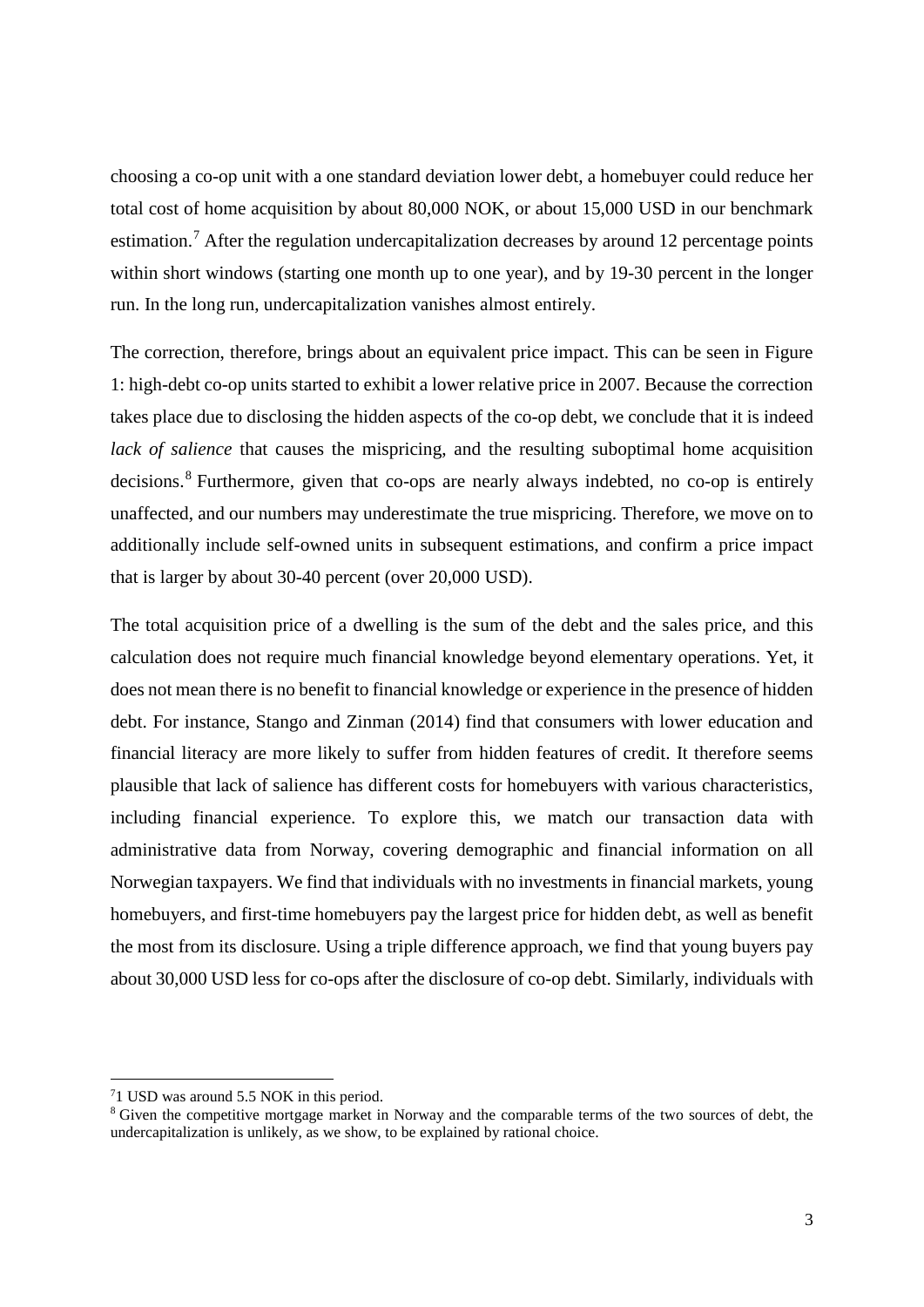choosing a co-op unit with a one standard deviation lower debt, a homebuyer could reduce her total cost of home acquisition by about 80,000 NOK, or about 15,000 USD in our benchmark estimation.[7] After the regulation undercapitalization decreases by around 12 percentage points within short windows (starting one month up to one year), and by 19-30 percent in the longer run. In the long run, undercapitalization vanishes almost entirely.

The correction, therefore, brings about an equivalent price impact. This can be seen in Figure 1: high-debt co-op units started to exhibit a lower relative price in 2007. Because the correction takes place due to disclosing the hidden aspects of the co-op debt, we conclude that it is indeed *lack of salience* that causes the mispricing, and the resulting suboptimal home acquisition decisions.[8] Furthermore, given that co-ops are nearly always indebted, no co-op is entirely unaffected, and our numbers may underestimate the true mispricing. Therefore, we move on to additionally include self-owned units in subsequent estimations, and confirm a price impact that is larger by about 30-40 percent (over 20,000 USD).

The total acquisition price of a dwelling is the sum of the debt and the sales price, and this calculation does not require much financial knowledge beyond elementary operations. Yet, it does not mean there is no benefit to financial knowledge or experience in the presence of hidden debt. For instance, Stango and Zinman (2014) find that consumers with lower education and financial literacy are more likely to suffer from hidden features of credit. It therefore seems plausible that lack of salience has different costs for homebuyers with various characteristics, including financial experience. To explore this, we match our transaction data with administrative data from Norway, covering demographic and financial information on all Norwegian taxpayers. We find that individuals with no investments in financial markets, young homebuyers, and first-time homebuyers pay the largest price for hidden debt, as well as benefit the most from its disclosure. Using a triple difference approach, we find that young buyers pay about 30,000 USD less for co-ops after the disclosure of co-op debt. Similarly, individuals with

[7] 1 USD was around 5.5 NOK in this period.

[8] Given the competitive mortgage market in Norway and the comparable terms of the two sources of debt, the undercapitalization is unlikely, as we show, to be explained by rational choice.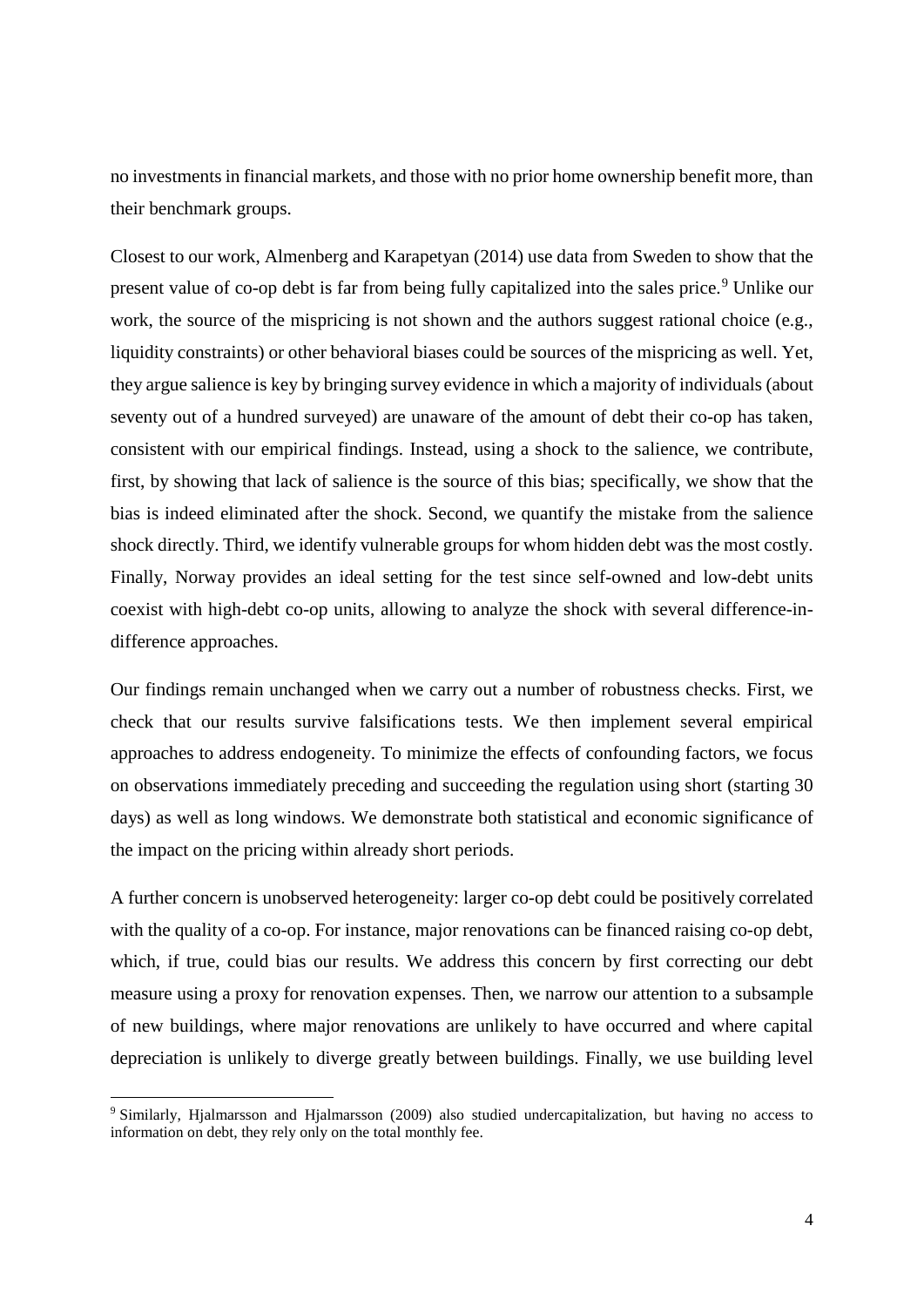no investments in financial markets, and those with no prior home ownership benefit more, than their benchmark groups.

Closest to our work, Almenberg and Karapetyan (2014) use data from Sweden to show that the present value of co-op debt is far from being fully capitalized into the sales price.[9] Unlike our work, the source of the mispricing is not shown and the authors suggest rational choice (e.g., liquidity constraints) or other behavioral biases could be sources of the mispricing as well. Yet, they argue salience is key by bringing survey evidence in which a majority of individuals (about seventy out of a hundred surveyed) are unaware of the amount of debt their co-op has taken, consistent with our empirical findings. Instead, using a shock to the salience, we contribute, first, by showing that lack of salience is the source of this bias; specifically, we show that the bias is indeed eliminated after the shock. Second, we quantify the mistake from the salience shock directly. Third, we identify vulnerable groups for whom hidden debt was the most costly. Finally, Norway provides an ideal setting for the test since self-owned and low-debt units coexist with high-debt co-op units, allowing to analyze the shock with several difference-in-difference approaches.

Our findings remain unchanged when we carry out a number of robustness checks. First, we check that our results survive falsifications tests. We then implement several empirical approaches to address endogeneity. To minimize the effects of confounding factors, we focus on observations immediately preceding and succeeding the regulation using short (starting 30 days) as well as long windows. We demonstrate both statistical and economic significance of the impact on the pricing within already short periods.

A further concern is unobserved heterogeneity: larger co-op debt could be positively correlated with the quality of a co-op. For instance, major renovations can be financed raising co-op debt, which, if true, could bias our results. We address this concern by first correcting our debt measure using a proxy for renovation expenses. Then, we narrow our attention to a subsample of new buildings, where major renovations are unlikely to have occurred and where capital depreciation is unlikely to diverge greatly between buildings. Finally, we use building level

[9] Similarly, Hjalmarsson and Hjalmarsson (2009) also studied undercapitalization, but having no access to information on debt, they rely only on the total monthly fee.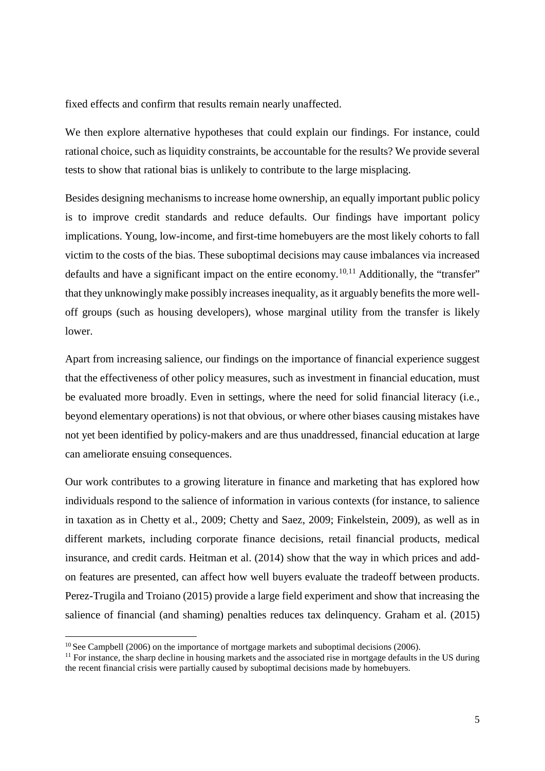fixed effects and confirm that results remain nearly unaffected.

We then explore alternative hypotheses that could explain our findings. For instance, could rational choice, such as liquidity constraints, be accountable for the results? We provide several tests to show that rational bias is unlikely to contribute to the large misplacing.

Besides designing mechanisms to increase home ownership, an equally important public policy is to improve credit standards and reduce defaults. Our findings have important policy implications. Young, low-income, and first-time homebuyers are the most likely cohorts to fall victim to the costs of the bias. These suboptimal decisions may cause imbalances via increased defaults and have a significant impact on the entire economy.[10,11] Additionally, the "transfer" that they unknowingly make possibly increases inequality, as it arguably benefits the more well-off groups (such as housing developers), whose marginal utility from the transfer is likely lower.

Apart from increasing salience, our findings on the importance of financial experience suggest that the effectiveness of other policy measures, such as investment in financial education, must be evaluated more broadly. Even in settings, where the need for solid financial literacy (i.e., beyond elementary operations) is not that obvious, or where other biases causing mistakes have not yet been identified by policy-makers and are thus unaddressed, financial education at large can ameliorate ensuing consequences.

Our work contributes to a growing literature in finance and marketing that has explored how individuals respond to the salience of information in various contexts (for instance, to salience in taxation as in Chetty et al., 2009; Chetty and Saez, 2009; Finkelstein, 2009), as well as in different markets, including corporate finance decisions, retail financial products, medical insurance, and credit cards. Heitman et al. (2014) show that the way in which prices and add-on features are presented, can affect how well buyers evaluate the tradeoff between products. Perez-Trugila and Troiano (2015) provide a large field experiment and show that increasing the salience of financial (and shaming) penalties reduces tax delinquency. Graham et al. (2015)

[10] See Campbell (2006) on the importance of mortgage markets and suboptimal decisions (2006).

[11] For instance, the sharp decline in housing markets and the associated rise in mortgage defaults in the US during the recent financial crisis were partially caused by suboptimal decisions made by homebuyers.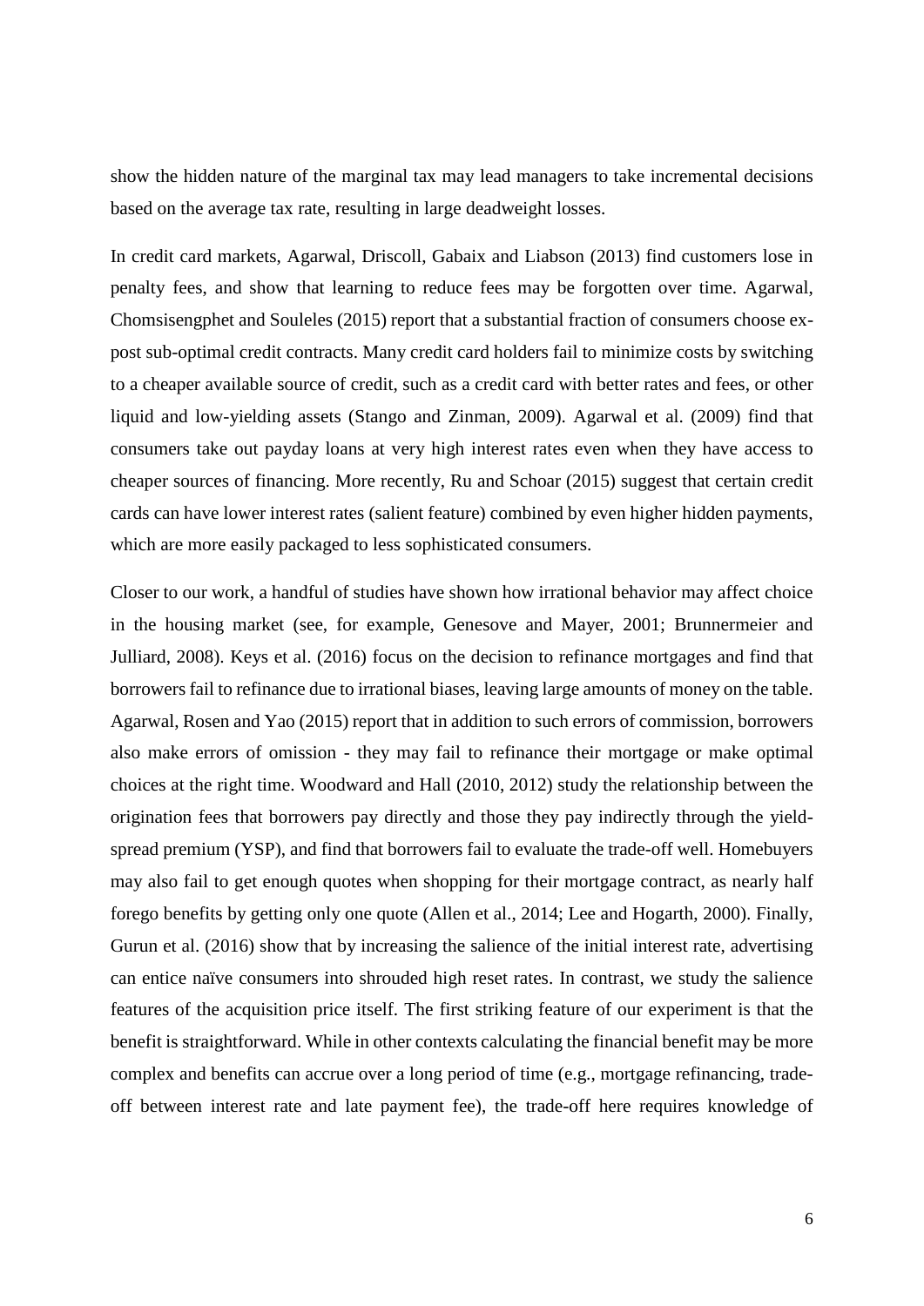show the hidden nature of the marginal tax may lead managers to take incremental decisions based on the average tax rate, resulting in large deadweight losses.

In credit card markets, Agarwal, Driscoll, Gabaix and Liabson (2013) find customers lose in penalty fees, and show that learning to reduce fees may be forgotten over time. Agarwal, Chomsisengphet and Souleles (2015) report that a substantial fraction of consumers choose ex-post sub-optimal credit contracts. Many credit card holders fail to minimize costs by switching to a cheaper available source of credit, such as a credit card with better rates and fees, or other liquid and low-yielding assets (Stango and Zinman, 2009). Agarwal et al. (2009) find that consumers take out payday loans at very high interest rates even when they have access to cheaper sources of financing. More recently, Ru and Schoar (2015) suggest that certain credit cards can have lower interest rates (salient feature) combined by even higher hidden payments, which are more easily packaged to less sophisticated consumers.

Closer to our work, a handful of studies have shown how irrational behavior may affect choice in the housing market (see, for example, Genesove and Mayer, 2001; Brunnermeier and Julliard, 2008). Keys et al. (2016) focus on the decision to refinance mortgages and find that borrowers fail to refinance due to irrational biases, leaving large amounts of money on the table. Agarwal, Rosen and Yao (2015) report that in addition to such errors of commission, borrowers also make errors of omission - they may fail to refinance their mortgage or make optimal choices at the right time. Woodward and Hall (2010, 2012) study the relationship between the origination fees that borrowers pay directly and those they pay indirectly through the yield-spread premium (YSP), and find that borrowers fail to evaluate the trade-off well. Homebuyers may also fail to get enough quotes when shopping for their mortgage contract, as nearly half forego benefits by getting only one quote (Allen et al., 2014; Lee and Hogarth, 2000). Finally, Gurun et al. (2016) show that by increasing the salience of the initial interest rate, advertising can entice naïve consumers into shrouded high reset rates. In contrast, we study the salience features of the acquisition price itself. The first striking feature of our experiment is that the benefit is straightforward. While in other contexts calculating the financial benefit may be more complex and benefits can accrue over a long period of time (e.g., mortgage refinancing, trade-off between interest rate and late payment fee), the trade-off here requires knowledge of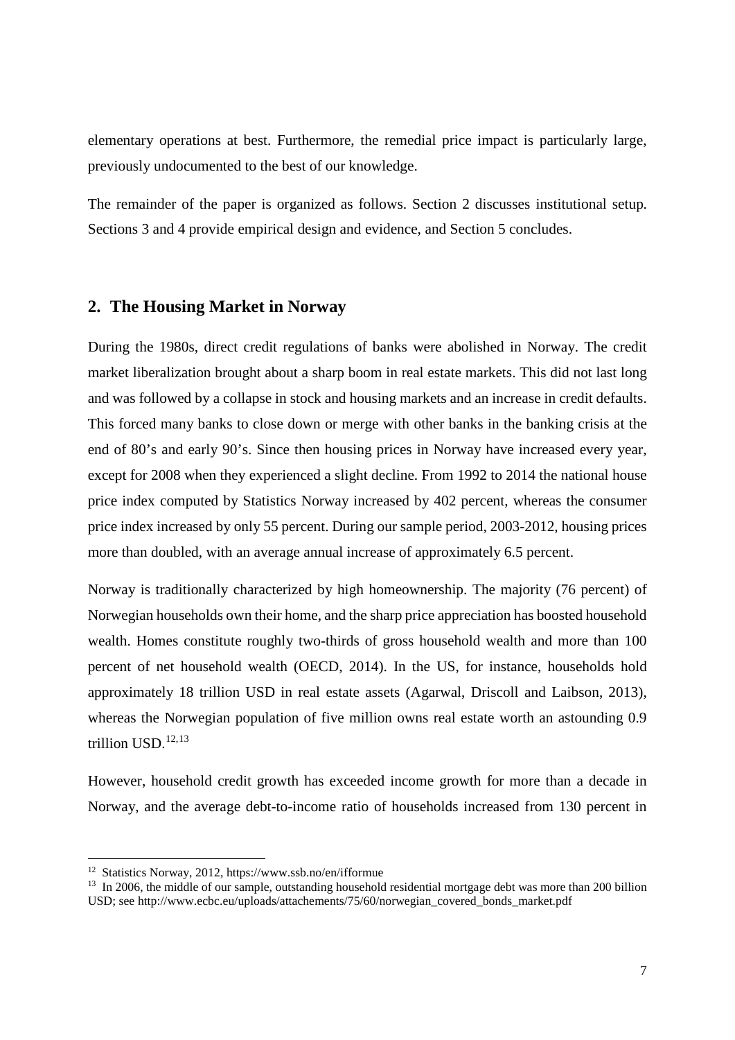elementary operations at best. Furthermore, the remedial price impact is particularly large, previously undocumented to the best of our knowledge.

The remainder of the paper is organized as follows. Section 2 discusses institutional setup. Sections 3 and 4 provide empirical design and evidence, and Section 5 concludes.

## 2. The Housing Market in Norway

During the 1980s, direct credit regulations of banks were abolished in Norway. The credit market liberalization brought about a sharp boom in real estate markets. This did not last long and was followed by a collapse in stock and housing markets and an increase in credit defaults. This forced many banks to close down or merge with other banks in the banking crisis at the end of 80's and early 90's. Since then housing prices in Norway have increased every year, except for 2008 when they experienced a slight decline. From 1992 to 2014 the national house price index computed by Statistics Norway increased by 402 percent, whereas the consumer price index increased by only 55 percent. During our sample period, 2003-2012, housing prices more than doubled, with an average annual increase of approximately 6.5 percent.

Norway is traditionally characterized by high homeownership. The majority (76 percent) of Norwegian households own their home, and the sharp price appreciation has boosted household wealth. Homes constitute roughly two-thirds of gross household wealth and more than 100 percent of net household wealth (OECD, 2014). In the US, for instance, households hold approximately 18 trillion USD in real estate assets (Agarwal, Driscoll and Laibson, 2013), whereas the Norwegian population of five million owns real estate worth an astounding 0.9 trillion USD.[12,13]

However, household credit growth has exceeded income growth for more than a decade in Norway, and the average debt-to-income ratio of households increased from 130 percent in

[12] Statistics Norway, 2012, https://www.ssb.no/en/ifformue

[13] In 2006, the middle of our sample, outstanding household residential mortgage debt was more than 200 billion USD; see http://www.ecbc.eu/uploads/attachements/75/60/norwegian_covered_bonds_market.pdf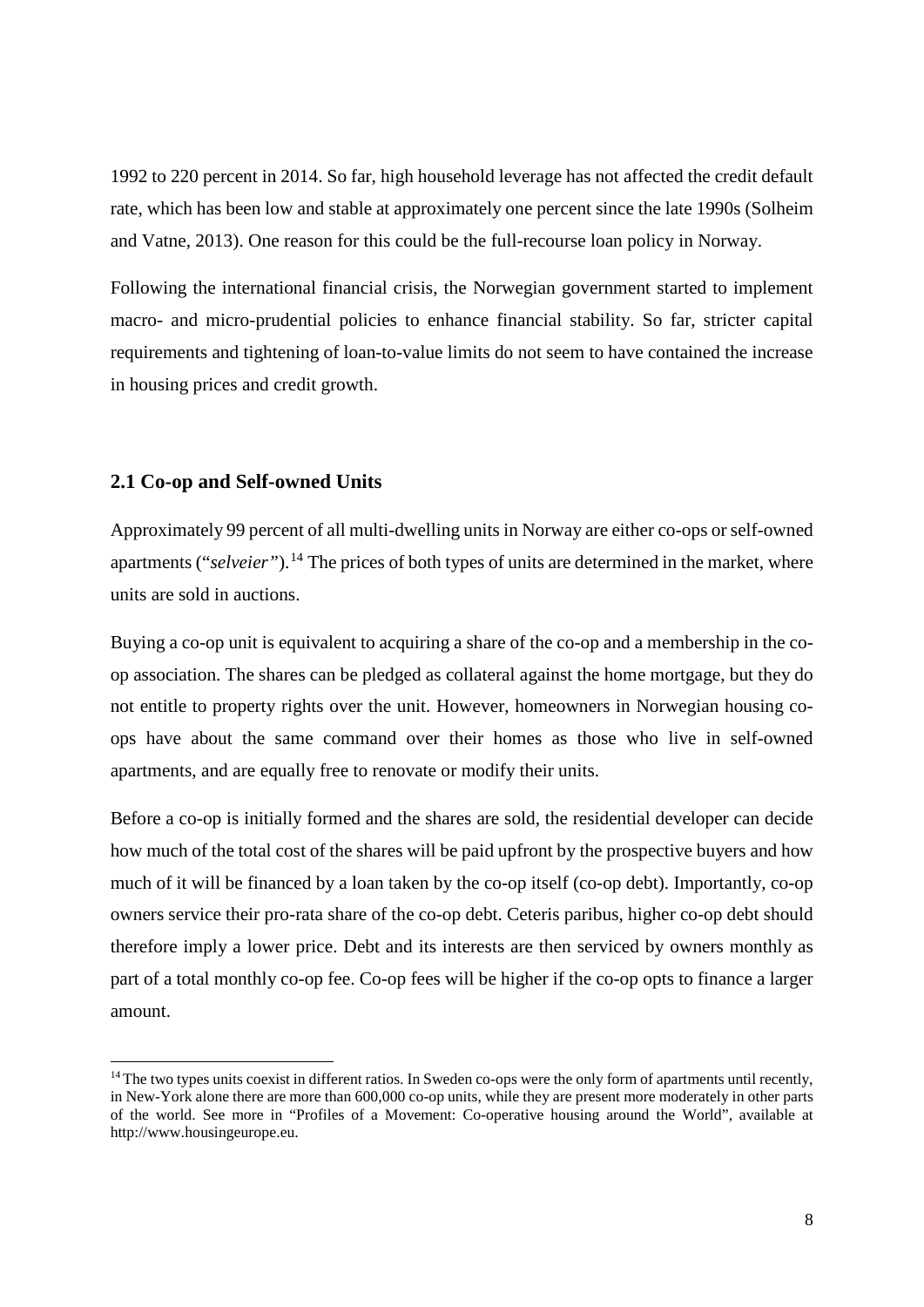1992 to 220 percent in 2014. So far, high household leverage has not affected the credit default rate, which has been low and stable at approximately one percent since the late 1990s (Solheim and Vatne, 2013). One reason for this could be the full-recourse loan policy in Norway.

Following the international financial crisis, the Norwegian government started to implement macro- and micro-prudential policies to enhance financial stability. So far, stricter capital requirements and tightening of loan-to-value limits do not seem to have contained the increase in housing prices and credit growth.

## 2.1 Co-op and Self-owned Units

Approximately 99 percent of all multi-dwelling units in Norway are either co-ops or self-owned apartments ("*selveier*").[14] The prices of both types of units are determined in the market, where units are sold in auctions.

Buying a co-op unit is equivalent to acquiring a share of the co-op and a membership in the co-op association. The shares can be pledged as collateral against the home mortgage, but they do not entitle to property rights over the unit. However, homeowners in Norwegian housing co-ops have about the same command over their homes as those who live in self-owned apartments, and are equally free to renovate or modify their units.

Before a co-op is initially formed and the shares are sold, the residential developer can decide how much of the total cost of the shares will be paid upfront by the prospective buyers and how much of it will be financed by a loan taken by the co-op itself (co-op debt). Importantly, co-op owners service their pro-rata share of the co-op debt. Ceteris paribus, higher co-op debt should therefore imply a lower price. Debt and its interests are then serviced by owners monthly as part of a total monthly co-op fee. Co-op fees will be higher if the co-op opts to finance a larger amount.

[14] The two types units coexist in different ratios. In Sweden co-ops were the only form of apartments until recently, in New-York alone there are more than 600,000 co-op units, while they are present more moderately in other parts of the world. See more in "Profiles of a Movement: Co-operative housing around the World", available at http://www.housingeurope.eu.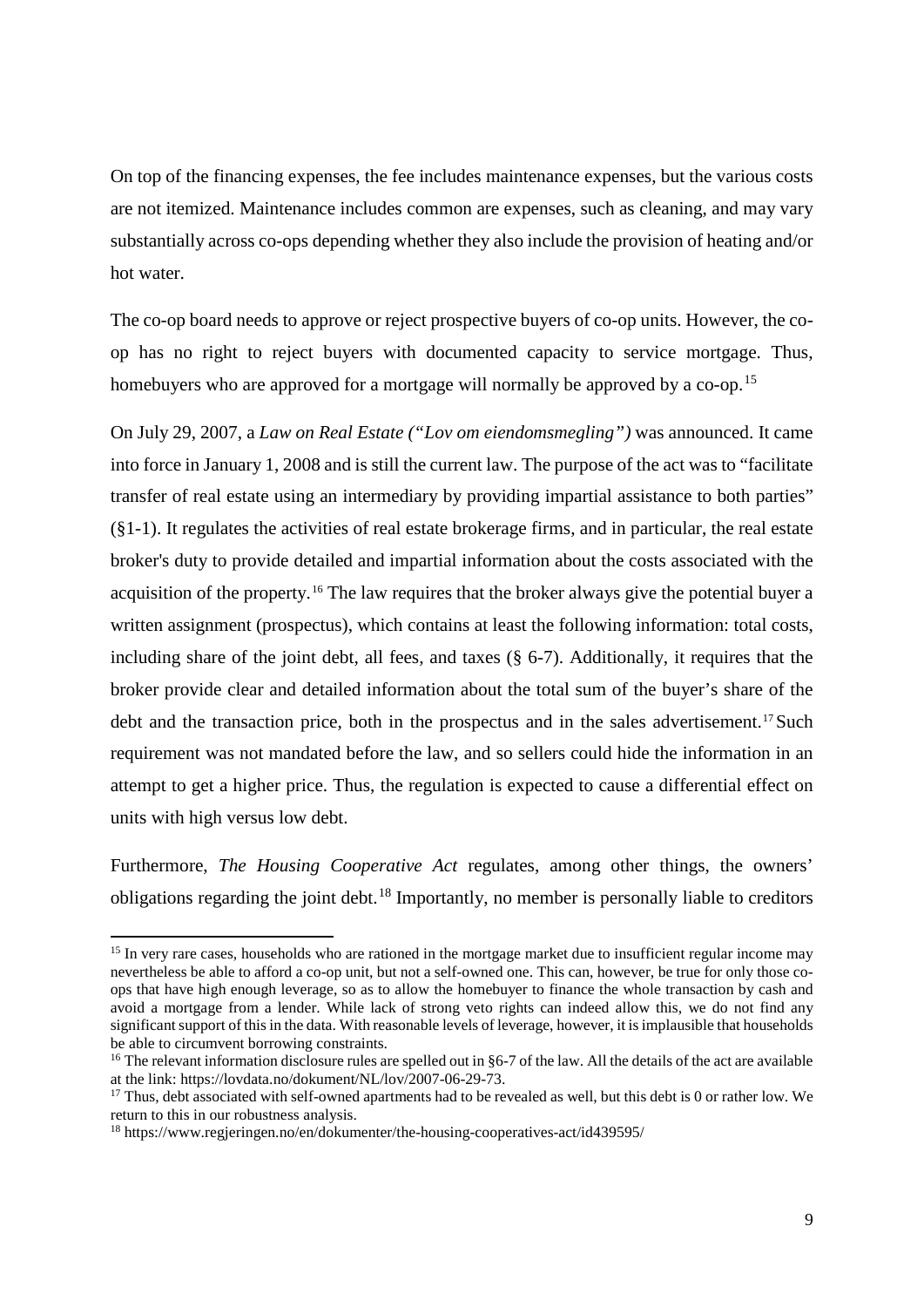On top of the financing expenses, the fee includes maintenance expenses, but the various costs are not itemized. Maintenance includes common are expenses, such as cleaning, and may vary substantially across co-ops depending whether they also include the provision of heating and/or hot water.

The co-op board needs to approve or reject prospective buyers of co-op units. However, the co-op has no right to reject buyers with documented capacity to service mortgage. Thus, homebuyers who are approved for a mortgage will normally be approved by a co-op.[15]

On July 29, 2007, a *Law on Real Estate ("Lov om eiendomsmegling")* was announced. It came into force in January 1, 2008 and is still the current law. The purpose of the act was to "facilitate transfer of real estate using an intermediary by providing impartial assistance to both parties" (§1-1). It regulates the activities of real estate brokerage firms, and in particular, the real estate broker's duty to provide detailed and impartial information about the costs associated with the acquisition of the property.[16] The law requires that the broker always give the potential buyer a written assignment (prospectus), which contains at least the following information: total costs, including share of the joint debt, all fees, and taxes (§ 6-7). Additionally, it requires that the broker provide clear and detailed information about the total sum of the buyer's share of the debt and the transaction price, both in the prospectus and in the sales advertisement.[17] Such requirement was not mandated before the law, and so sellers could hide the information in an attempt to get a higher price. Thus, the regulation is expected to cause a differential effect on units with high versus low debt.

Furthermore, *The Housing Cooperative Act* regulates, among other things, the owners' obligations regarding the joint debt.[18] Importantly, no member is personally liable to creditors

---

[15] In very rare cases, households who are rationed in the mortgage market due to insufficient regular income may nevertheless be able to afford a co-op unit, but not a self-owned one. This can, however, be true for only those co-ops that have high enough leverage, so as to allow the homebuyer to finance the whole transaction by cash and avoid a mortgage from a lender. While lack of strong veto rights can indeed allow this, we do not find any significant support of this in the data. With reasonable levels of leverage, however, it is implausible that households be able to circumvent borrowing constraints.

[16] The relevant information disclosure rules are spelled out in §6-7 of the law. All the details of the act are available at the link: https://lovdata.no/dokument/NL/lov/2007-06-29-73.

[17] Thus, debt associated with self-owned apartments had to be revealed as well, but this debt is 0 or rather low. We return to this in our robustness analysis.

[18] https://www.regjeringen.no/en/dokumenter/the-housing-cooperatives-act/id439595/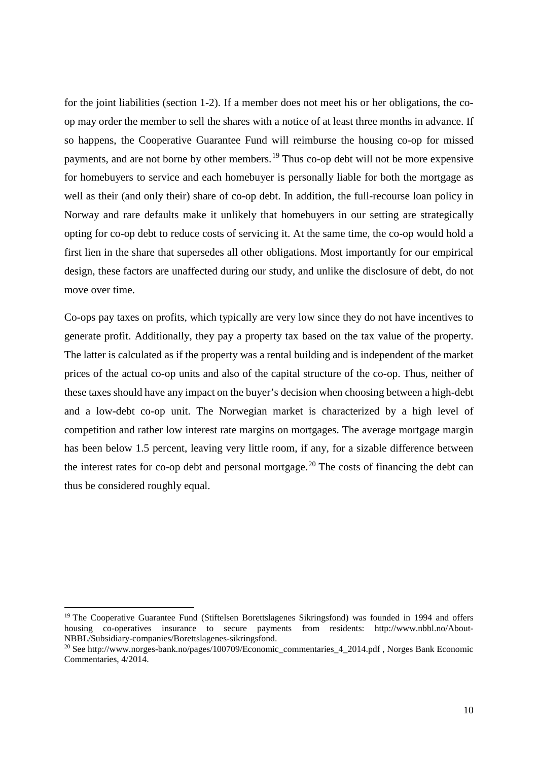for the joint liabilities (section 1-2). If a member does not meet his or her obligations, the co-op may order the member to sell the shares with a notice of at least three months in advance. If so happens, the Cooperative Guarantee Fund will reimburse the housing co-op for missed payments, and are not borne by other members.[19] Thus co-op debt will not be more expensive for homebuyers to service and each homebuyer is personally liable for both the mortgage as well as their (and only their) share of co-op debt. In addition, the full-recourse loan policy in Norway and rare defaults make it unlikely that homebuyers in our setting are strategically opting for co-op debt to reduce costs of servicing it. At the same time, the co-op would hold a first lien in the share that supersedes all other obligations. Most importantly for our empirical design, these factors are unaffected during our study, and unlike the disclosure of debt, do not move over time.

Co-ops pay taxes on profits, which typically are very low since they do not have incentives to generate profit. Additionally, they pay a property tax based on the tax value of the property. The latter is calculated as if the property was a rental building and is independent of the market prices of the actual co-op units and also of the capital structure of the co-op. Thus, neither of these taxes should have any impact on the buyer's decision when choosing between a high-debt and a low-debt co-op unit. The Norwegian market is characterized by a high level of competition and rather low interest rate margins on mortgages. The average mortgage margin has been below 1.5 percent, leaving very little room, if any, for a sizable difference between the interest rates for co-op debt and personal mortgage.[20] The costs of financing the debt can thus be considered roughly equal.

---

[19] The Cooperative Guarantee Fund (Stiftelsen Borettslagenes Sikringsfond) was founded in 1994 and offers housing co-operatives insurance to secure payments from residents: http://www.nbbl.no/About-NBBL/Subsidiary-companies/Borettslagenes-sikringsfond.

[20] See http://www.norges-bank.no/pages/100709/Economic_commentaries_4_2014.pdf , Norges Bank Economic Commentaries, 4/2014.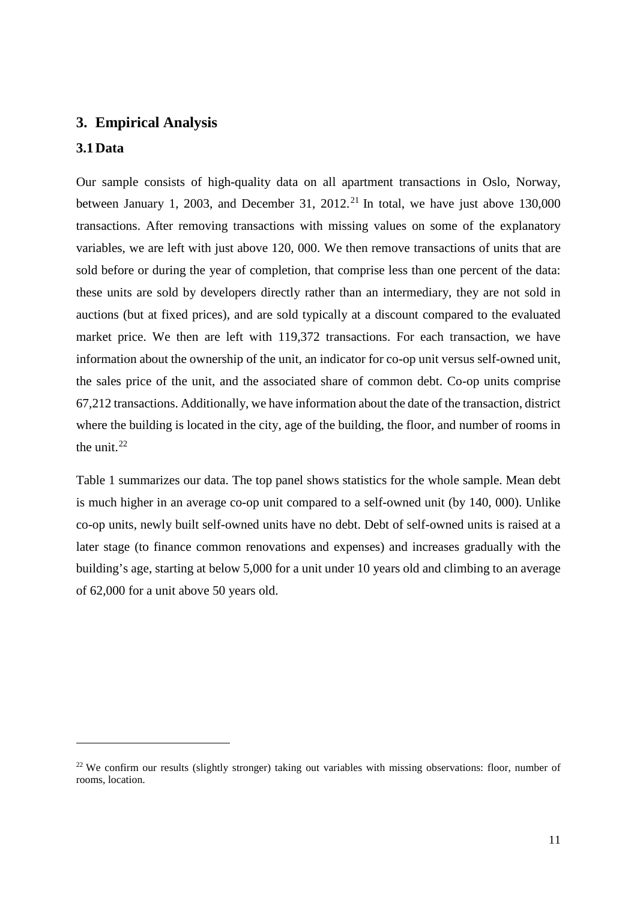## 3. Empirical Analysis

### 3.1 Data

Our sample consists of high-quality data on all apartment transactions in Oslo, Norway, between January 1, 2003, and December 31, 2012.[21] In total, we have just above 130,000 transactions. After removing transactions with missing values on some of the explanatory variables, we are left with just above 120, 000. We then remove transactions of units that are sold before or during the year of completion, that comprise less than one percent of the data: these units are sold by developers directly rather than an intermediary, they are not sold in auctions (but at fixed prices), and are sold typically at a discount compared to the evaluated market price. We then are left with 119,372 transactions. For each transaction, we have information about the ownership of the unit, an indicator for co-op unit versus self-owned unit, the sales price of the unit, and the associated share of common debt. Co-op units comprise 67,212 transactions. Additionally, we have information about the date of the transaction, district where the building is located in the city, age of the building, the floor, and number of rooms in the unit.[22]

Table 1 summarizes our data. The top panel shows statistics for the whole sample. Mean debt is much higher in an average co-op unit compared to a self-owned unit (by 140, 000). Unlike co-op units, newly built self-owned units have no debt. Debt of self-owned units is raised at a later stage (to finance common renovations and expenses) and increases gradually with the building's age, starting at below 5,000 for a unit under 10 years old and climbing to an average of 62,000 for a unit above 50 years old.

---

[22] We confirm our results (slightly stronger) taking out variables with missing observations: floor, number of rooms, location.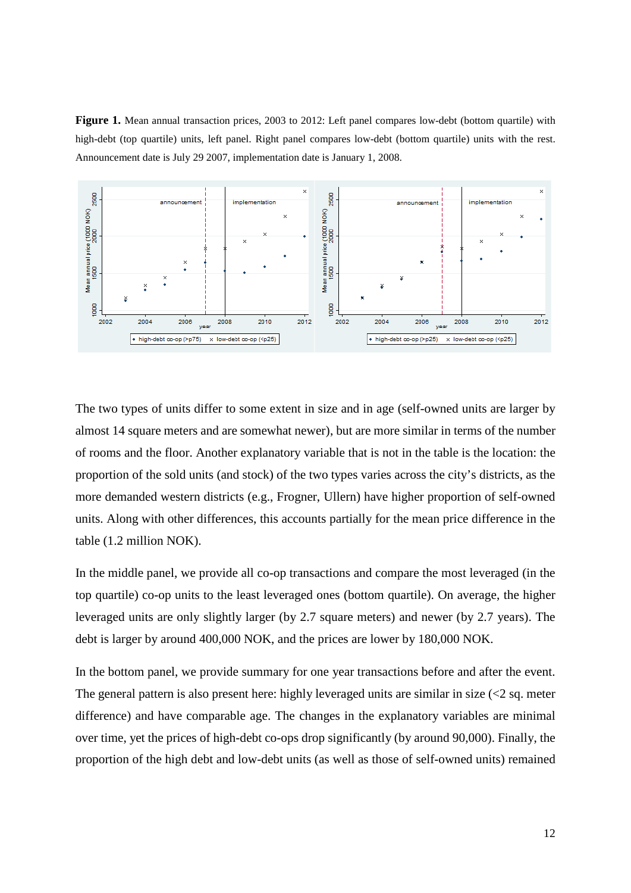**Figure 1.** Mean annual transaction prices, 2003 to 2012: Left panel compares low-debt (bottom quartile) with high-debt (top quartile) units, left panel. Right panel compares low-debt (bottom quartile) units with the rest. Announcement date is July 29 2007, implementation date is January 1, 2008.

The two types of units differ to some extent in size and in age (self-owned units are larger by almost 14 square meters and are somewhat newer), but are more similar in terms of the number of rooms and the floor. Another explanatory variable that is not in the table is the location: the proportion of the sold units (and stock) of the two types varies across the city's districts, as the more demanded western districts (e.g., Frogner, Ullern) have higher proportion of self-owned units. Along with other differences, this accounts partially for the mean price difference in the table (1.2 million NOK).

In the middle panel, we provide all co-op transactions and compare the most leveraged (in the top quartile) co-op units to the least leveraged ones (bottom quartile). On average, the higher leveraged units are only slightly larger (by 2.7 square meters) and newer (by 2.7 years). The debt is larger by around 400,000 NOK, and the prices are lower by 180,000 NOK.

In the bottom panel, we provide summary for one year transactions before and after the event. The general pattern is also present here: highly leveraged units are similar in size (<2 sq. meter difference) and have comparable age. The changes in the explanatory variables are minimal over time, yet the prices of high-debt co-ops drop significantly (by around 90,000). Finally, the proportion of the high debt and low-debt units (as well as those of self-owned units) remained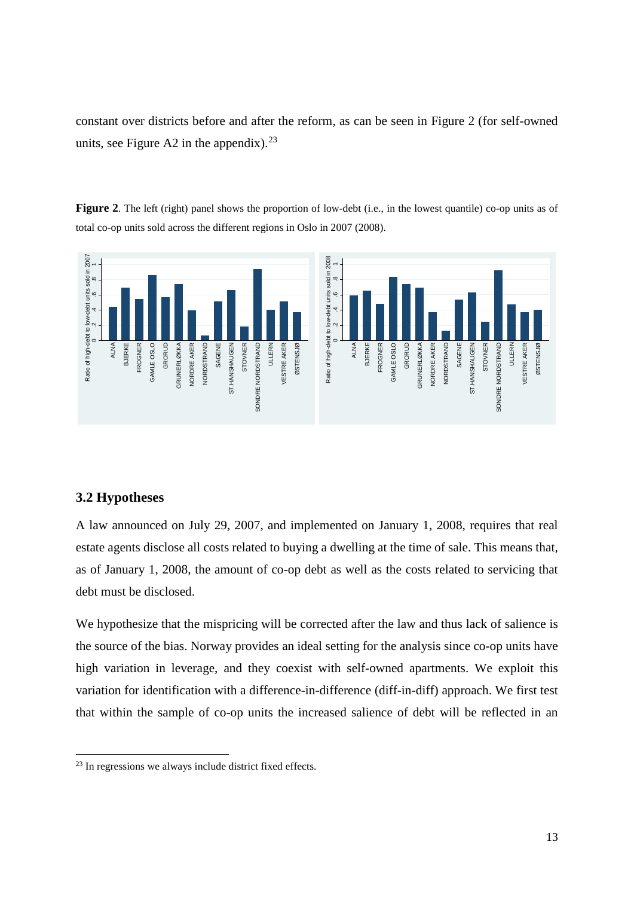constant over districts before and after the reform, as can be seen in Figure 2 (for self-owned units, see Figure A2 in the appendix).[23]

**Figure 2**. The left (right) panel shows the proportion of low-debt (i.e., in the lowest quantile) co-op units as of total co-op units sold across the different regions in Oslo in 2007 (2008).

## 3.2 Hypotheses

A law announced on July 29, 2007, and implemented on January 1, 2008, requires that real estate agents disclose all costs related to buying a dwelling at the time of sale. This means that, as of January 1, 2008, the amount of co-op debt as well as the costs related to servicing that debt must be disclosed.

We hypothesize that the mispricing will be corrected after the law and thus lack of salience is the source of the bias. Norway provides an ideal setting for the analysis since co-op units have high variation in leverage, and they coexist with self-owned apartments. We exploit this variation for identification with a difference-in-difference (diff-in-diff) approach. We first test that within the sample of co-op units the increased salience of debt will be reflected in an

[23] In regressions we always include district fixed effects.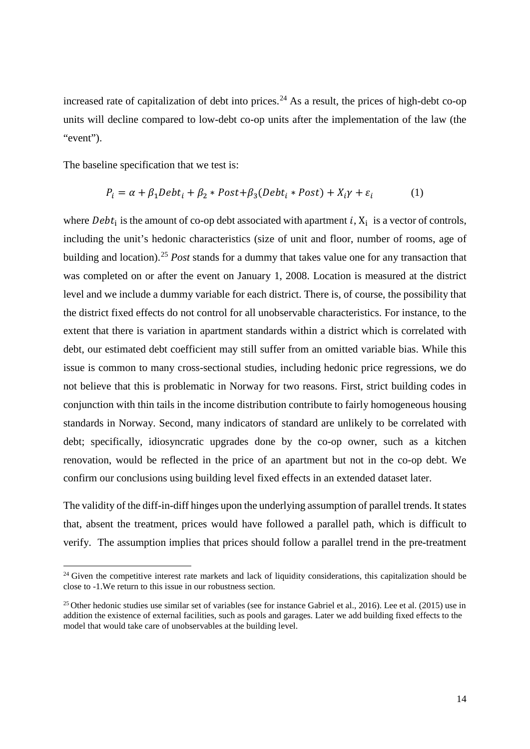increased rate of capitalization of debt into prices.[24] As a result, the prices of high-debt co-op units will decline compared to low-debt co-op units after the implementation of the law (the "event").

The baseline specification that we test is:

$$P_i = \alpha + \beta_1 Debt_i + \beta_2 * Post + \beta_3 (Debt_i * Post) + X_i \gamma + \varepsilon_i \qquad (1)$$

where $Debt_i$ is the amount of co-op debt associated with apartment $i$, $X_i$ is a vector of controls, including the unit's hedonic characteristics (size of unit and floor, number of rooms, age of building and location).[25] *Post* stands for a dummy that takes value one for any transaction that was completed on or after the event on January 1, 2008. Location is measured at the district level and we include a dummy variable for each district. There is, of course, the possibility that the district fixed effects do not control for all unobservable characteristics. For instance, to the extent that there is variation in apartment standards within a district which is correlated with debt, our estimated debt coefficient may still suffer from an omitted variable bias. While this issue is common to many cross-sectional studies, including hedonic price regressions, we do not believe that this is problematic in Norway for two reasons. First, strict building codes in conjunction with thin tails in the income distribution contribute to fairly homogeneous housing standards in Norway. Second, many indicators of standard are unlikely to be correlated with debt; specifically, idiosyncratic upgrades done by the co-op owner, such as a kitchen renovation, would be reflected in the price of an apartment but not in the co-op debt. We confirm our conclusions using building level fixed effects in an extended dataset later.

The validity of the diff-in-diff hinges upon the underlying assumption of parallel trends. It states that, absent the treatment, prices would have followed a parallel path, which is difficult to verify. The assumption implies that prices should follow a parallel trend in the pre-treatment

[24] Given the competitive interest rate markets and lack of liquidity considerations, this capitalization should be close to -1.We return to this issue in our robustness section.

[25] Other hedonic studies use similar set of variables (see for instance Gabriel et al., 2016). Lee et al. (2015) use in addition the existence of external facilities, such as pools and garages. Later we add building fixed effects to the model that would take care of unobservables at the building level.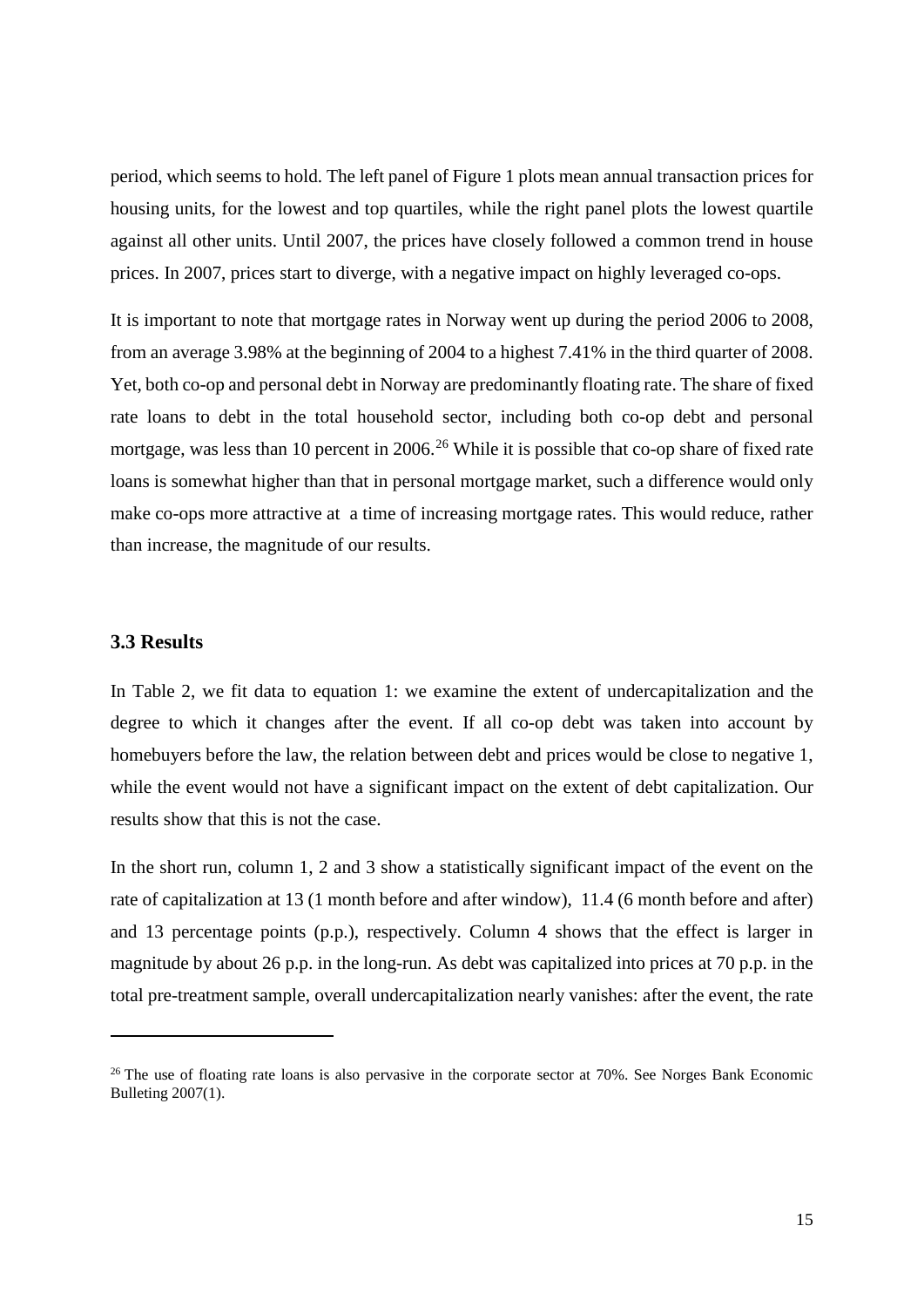period, which seems to hold. The left panel of Figure 1 plots mean annual transaction prices for housing units, for the lowest and top quartiles, while the right panel plots the lowest quartile against all other units. Until 2007, the prices have closely followed a common trend in house prices. In 2007, prices start to diverge, with a negative impact on highly leveraged co-ops.

It is important to note that mortgage rates in Norway went up during the period 2006 to 2008, from an average 3.98% at the beginning of 2004 to a highest 7.41% in the third quarter of 2008. Yet, both co-op and personal debt in Norway are predominantly floating rate. The share of fixed rate loans to debt in the total household sector, including both co-op debt and personal mortgage, was less than 10 percent in 2006.[26] While it is possible that co-op share of fixed rate loans is somewhat higher than that in personal mortgage market, such a difference would only make co-ops more attractive at a time of increasing mortgage rates. This would reduce, rather than increase, the magnitude of our results.

### 3.3 Results

In Table 2, we fit data to equation 1: we examine the extent of undercapitalization and the degree to which it changes after the event. If all co-op debt was taken into account by homebuyers before the law, the relation between debt and prices would be close to negative 1, while the event would not have a significant impact on the extent of debt capitalization. Our results show that this is not the case.

In the short run, column 1, 2 and 3 show a statistically significant impact of the event on the rate of capitalization at 13 (1 month before and after window), 11.4 (6 month before and after) and 13 percentage points (p.p.), respectively. Column 4 shows that the effect is larger in magnitude by about 26 p.p. in the long-run. As debt was capitalized into prices at 70 p.p. in the total pre-treatment sample, overall undercapitalization nearly vanishes: after the event, the rate

[26] The use of floating rate loans is also pervasive in the corporate sector at 70%. See Norges Bank Economic Bulleting 2007(1).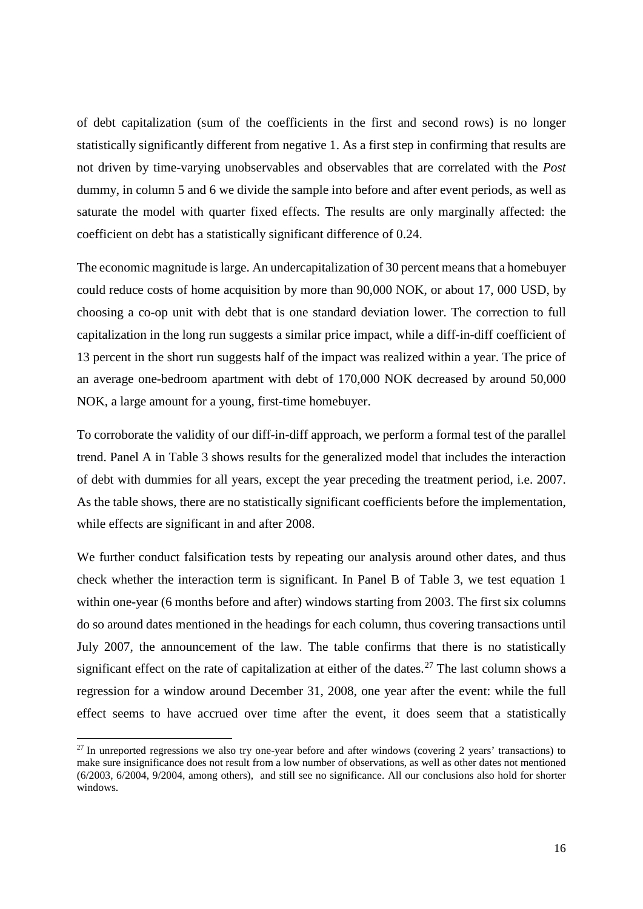of debt capitalization (sum of the coefficients in the first and second rows) is no longer statistically significantly different from negative 1. As a first step in confirming that results are not driven by time-varying unobservables and observables that are correlated with the *Post* dummy, in column 5 and 6 we divide the sample into before and after event periods, as well as saturate the model with quarter fixed effects. The results are only marginally affected: the coefficient on debt has a statistically significant difference of 0.24.

The economic magnitude is large. An undercapitalization of 30 percent means that a homebuyer could reduce costs of home acquisition by more than 90,000 NOK, or about 17, 000 USD, by choosing a co-op unit with debt that is one standard deviation lower. The correction to full capitalization in the long run suggests a similar price impact, while a diff-in-diff coefficient of 13 percent in the short run suggests half of the impact was realized within a year. The price of an average one-bedroom apartment with debt of 170,000 NOK decreased by around 50,000 NOK, a large amount for a young, first-time homebuyer.

To corroborate the validity of our diff-in-diff approach, we perform a formal test of the parallel trend. Panel A in Table 3 shows results for the generalized model that includes the interaction of debt with dummies for all years, except the year preceding the treatment period, i.e. 2007. As the table shows, there are no statistically significant coefficients before the implementation, while effects are significant in and after 2008.

We further conduct falsification tests by repeating our analysis around other dates, and thus check whether the interaction term is significant. In Panel B of Table 3, we test equation 1 within one-year (6 months before and after) windows starting from 2003. The first six columns do so around dates mentioned in the headings for each column, thus covering transactions until July 2007, the announcement of the law. The table confirms that there is no statistically significant effect on the rate of capitalization at either of the dates.[27] The last column shows a regression for a window around December 31, 2008, one year after the event: while the full effect seems to have accrued over time after the event, it does seem that a statistically

[27] In unreported regressions we also try one-year before and after windows (covering 2 years' transactions) to make sure insignificance does not result from a low number of observations, as well as other dates not mentioned (6/2003, 6/2004, 9/2004, among others), and still see no significance. All our conclusions also hold for shorter windows.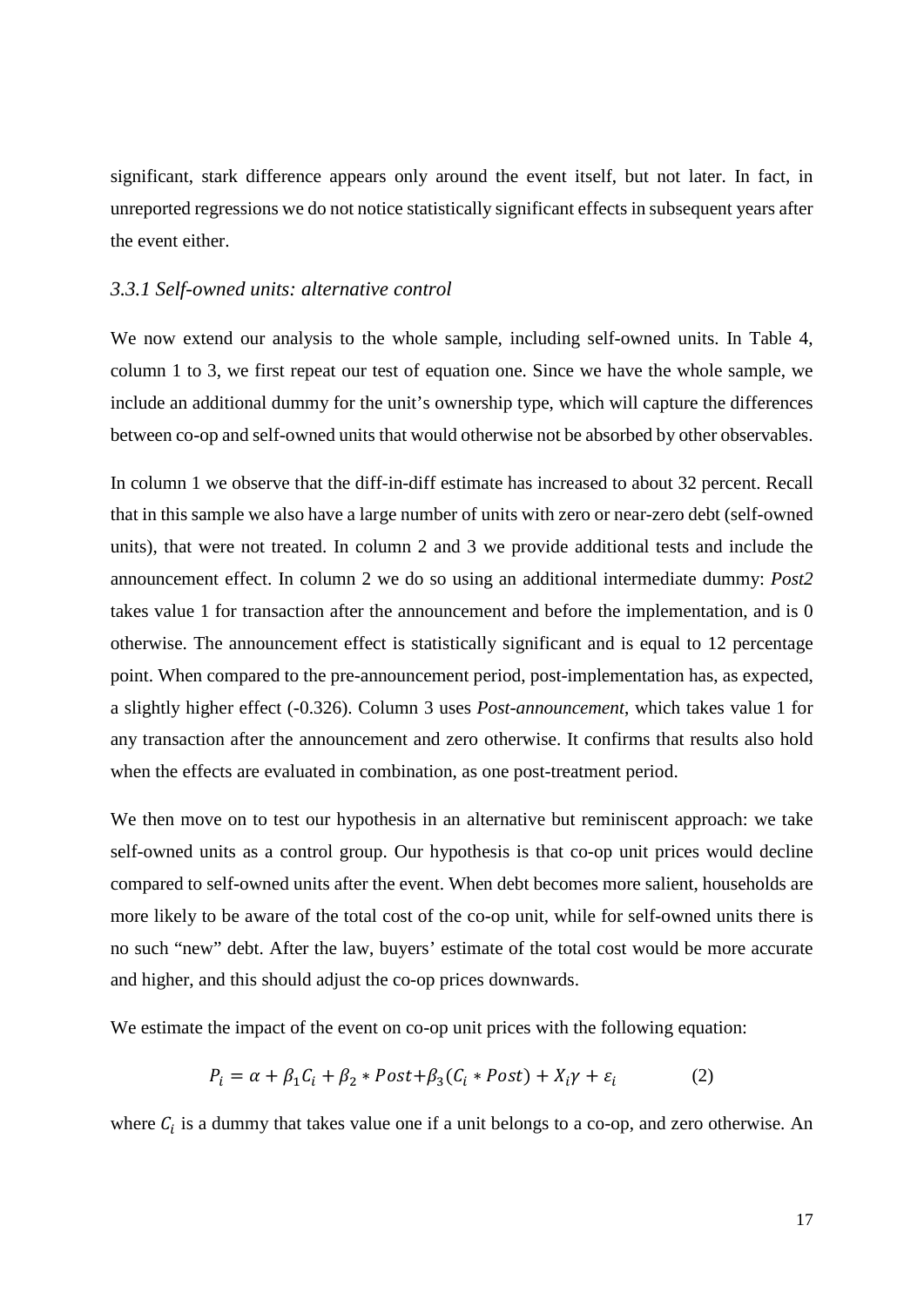significant, stark difference appears only around the event itself, but not later. In fact, in unreported regressions we do not notice statistically significant effects in subsequent years after the event either.

### *3.3.1 Self-owned units: alternative control*

We now extend our analysis to the whole sample, including self-owned units. In Table 4, column 1 to 3, we first repeat our test of equation one. Since we have the whole sample, we include an additional dummy for the unit's ownership type, which will capture the differences between co-op and self-owned units that would otherwise not be absorbed by other observables.

In column 1 we observe that the diff-in-diff estimate has increased to about 32 percent. Recall that in this sample we also have a large number of units with zero or near-zero debt (self-owned units), that were not treated. In column 2 and 3 we provide additional tests and include the announcement effect. In column 2 we do so using an additional intermediate dummy: *Post2* takes value 1 for transaction after the announcement and before the implementation, and is 0 otherwise. The announcement effect is statistically significant and is equal to 12 percentage point. When compared to the pre-announcement period, post-implementation has, as expected, a slightly higher effect (-0.326). Column 3 uses *Post-announcement*, which takes value 1 for any transaction after the announcement and zero otherwise. It confirms that results also hold when the effects are evaluated in combination, as one post-treatment period.

We then move on to test our hypothesis in an alternative but reminiscent approach: we take self-owned units as a control group. Our hypothesis is that co-op unit prices would decline compared to self-owned units after the event. When debt becomes more salient, households are more likely to be aware of the total cost of the co-op unit, while for self-owned units there is no such "new" debt. After the law, buyers' estimate of the total cost would be more accurate and higher, and this should adjust the co-op prices downwards.

We estimate the impact of the event on co-op unit prices with the following equation:

$$P_i = \alpha + \beta_1 C_i + \beta_2 * Post + \beta_3 (C_i * Post) + X_i \gamma + \varepsilon_i \qquad (2)$$

where $C_i$ is a dummy that takes value one if a unit belongs to a co-op, and zero otherwise. An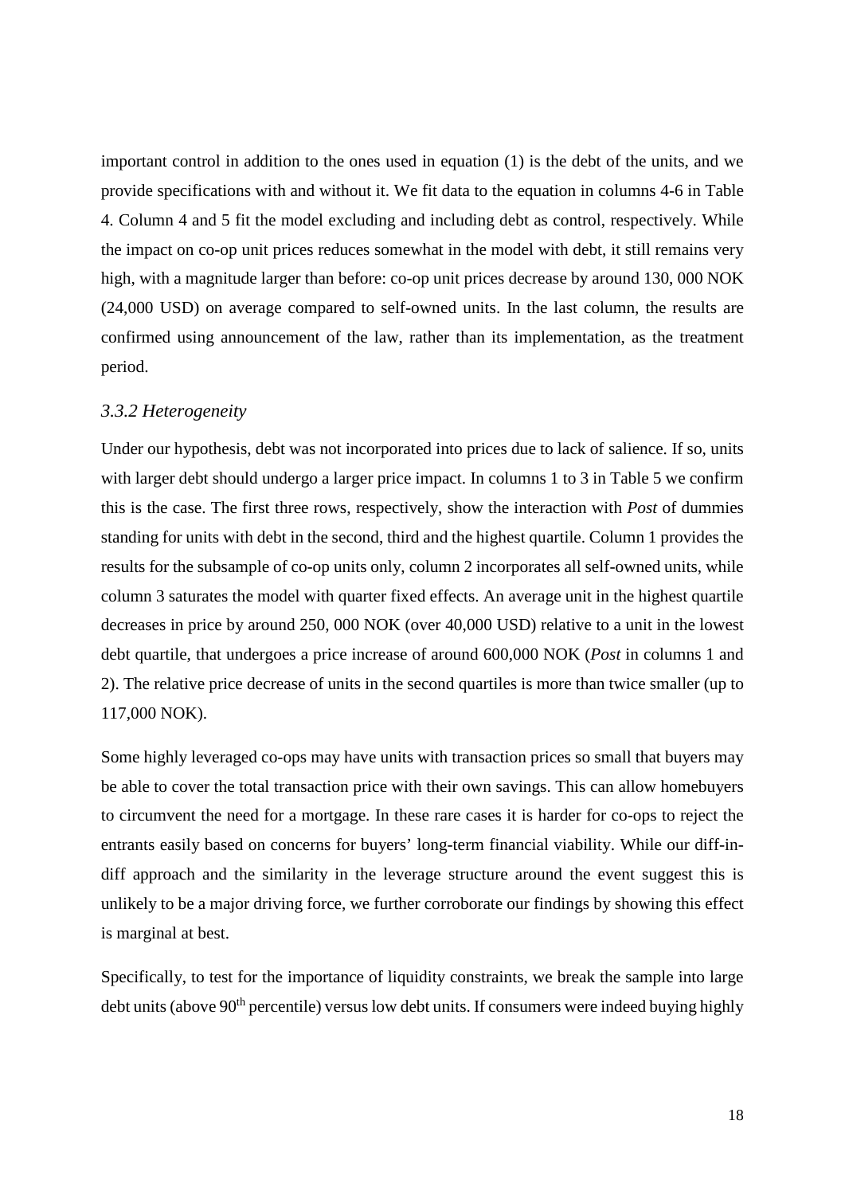important control in addition to the ones used in equation (1) is the debt of the units, and we provide specifications with and without it. We fit data to the equation in columns 4-6 in Table 4. Column 4 and 5 fit the model excluding and including debt as control, respectively. While the impact on co-op unit prices reduces somewhat in the model with debt, it still remains very high, with a magnitude larger than before: co-op unit prices decrease by around 130, 000 NOK (24,000 USD) on average compared to self-owned units. In the last column, the results are confirmed using announcement of the law, rather than its implementation, as the treatment period.

### *3.3.2 Heterogeneity*

Under our hypothesis, debt was not incorporated into prices due to lack of salience. If so, units with larger debt should undergo a larger price impact. In columns 1 to 3 in Table 5 we confirm this is the case. The first three rows, respectively, show the interaction with *Post* of dummies standing for units with debt in the second, third and the highest quartile. Column 1 provides the results for the subsample of co-op units only, column 2 incorporates all self-owned units, while column 3 saturates the model with quarter fixed effects. An average unit in the highest quartile decreases in price by around 250, 000 NOK (over 40,000 USD) relative to a unit in the lowest debt quartile, that undergoes a price increase of around 600,000 NOK (*Post* in columns 1 and 2). The relative price decrease of units in the second quartiles is more than twice smaller (up to 117,000 NOK).

Some highly leveraged co-ops may have units with transaction prices so small that buyers may be able to cover the total transaction price with their own savings. This can allow homebuyers to circumvent the need for a mortgage. In these rare cases it is harder for co-ops to reject the entrants easily based on concerns for buyers' long-term financial viability. While our diff-in-diff approach and the similarity in the leverage structure around the event suggest this is unlikely to be a major driving force, we further corroborate our findings by showing this effect is marginal at best.

Specifically, to test for the importance of liquidity constraints, we break the sample into large debt units (above 90$^{th}$ percentile) versus low debt units. If consumers were indeed buying highly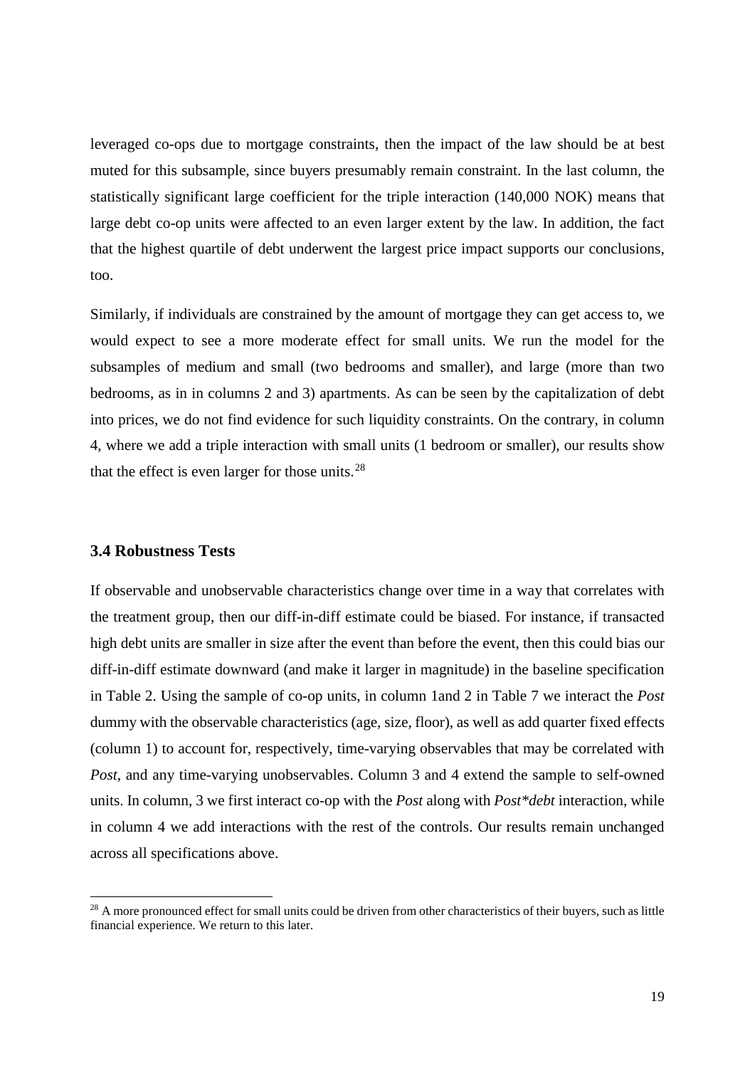leveraged co-ops due to mortgage constraints, then the impact of the law should be at best muted for this subsample, since buyers presumably remain constraint. In the last column, the statistically significant large coefficient for the triple interaction (140,000 NOK) means that large debt co-op units were affected to an even larger extent by the law. In addition, the fact that the highest quartile of debt underwent the largest price impact supports our conclusions, too.

Similarly, if individuals are constrained by the amount of mortgage they can get access to, we would expect to see a more moderate effect for small units. We run the model for the subsamples of medium and small (two bedrooms and smaller), and large (more than two bedrooms, as in in columns 2 and 3) apartments. As can be seen by the capitalization of debt into prices, we do not find evidence for such liquidity constraints. On the contrary, in column 4, where we add a triple interaction with small units (1 bedroom or smaller), our results show that the effect is even larger for those units.[28]

### 3.4 Robustness Tests

If observable and unobservable characteristics change over time in a way that correlates with the treatment group, then our diff-in-diff estimate could be biased. For instance, if transacted high debt units are smaller in size after the event than before the event, then this could bias our diff-in-diff estimate downward (and make it larger in magnitude) in the baseline specification in Table 2. Using the sample of co-op units, in column 1and 2 in Table 7 we interact the *Post* dummy with the observable characteristics (age, size, floor), as well as add quarter fixed effects (column 1) to account for, respectively, time-varying observables that may be correlated with *Post*, and any time-varying unobservables. Column 3 and 4 extend the sample to self-owned units. In column, 3 we first interact co-op with the *Post* along with *Post*debt* interaction, while in column 4 we add interactions with the rest of the controls. Our results remain unchanged across all specifications above.

[28] A more pronounced effect for small units could be driven from other characteristics of their buyers, such as little financial experience. We return to this later.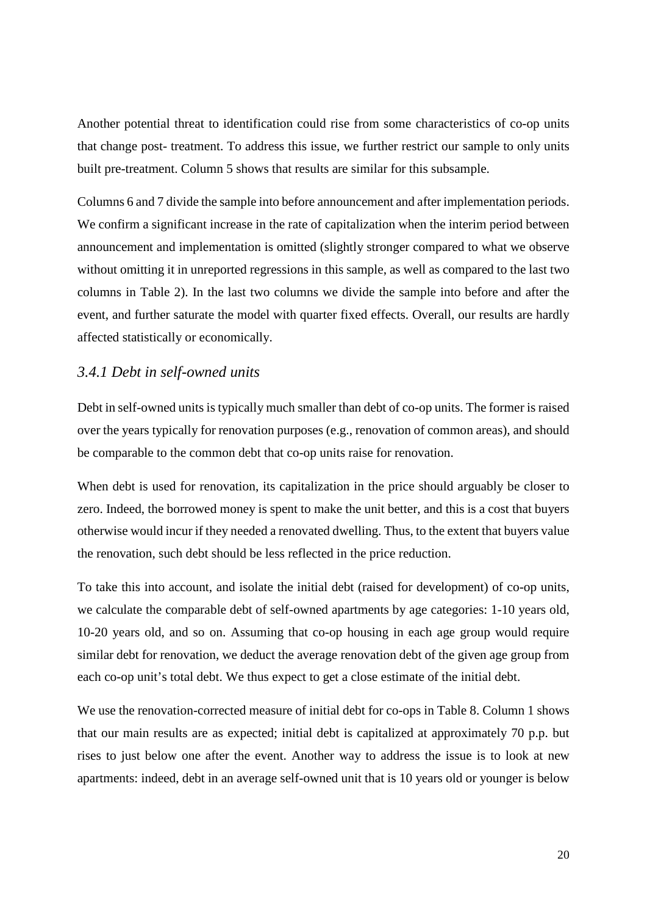Another potential threat to identification could rise from some characteristics of co-op units that change post- treatment. To address this issue, we further restrict our sample to only units built pre-treatment. Column 5 shows that results are similar for this subsample.

Columns 6 and 7 divide the sample into before announcement and after implementation periods. We confirm a significant increase in the rate of capitalization when the interim period between announcement and implementation is omitted (slightly stronger compared to what we observe without omitting it in unreported regressions in this sample, as well as compared to the last two columns in Table 2). In the last two columns we divide the sample into before and after the event, and further saturate the model with quarter fixed effects. Overall, our results are hardly affected statistically or economically.

### *3.4.1 Debt in self-owned units*

Debt in self-owned units is typically much smaller than debt of co-op units. The former is raised over the years typically for renovation purposes (e.g., renovation of common areas), and should be comparable to the common debt that co-op units raise for renovation.

When debt is used for renovation, its capitalization in the price should arguably be closer to zero. Indeed, the borrowed money is spent to make the unit better, and this is a cost that buyers otherwise would incur if they needed a renovated dwelling. Thus, to the extent that buyers value the renovation, such debt should be less reflected in the price reduction.

To take this into account, and isolate the initial debt (raised for development) of co-op units, we calculate the comparable debt of self-owned apartments by age categories: 1-10 years old, 10-20 years old, and so on. Assuming that co-op housing in each age group would require similar debt for renovation, we deduct the average renovation debt of the given age group from each co-op unit's total debt. We thus expect to get a close estimate of the initial debt.

We use the renovation-corrected measure of initial debt for co-ops in Table 8. Column 1 shows that our main results are as expected; initial debt is capitalized at approximately 70 p.p. but rises to just below one after the event. Another way to address the issue is to look at new apartments: indeed, debt in an average self-owned unit that is 10 years old or younger is below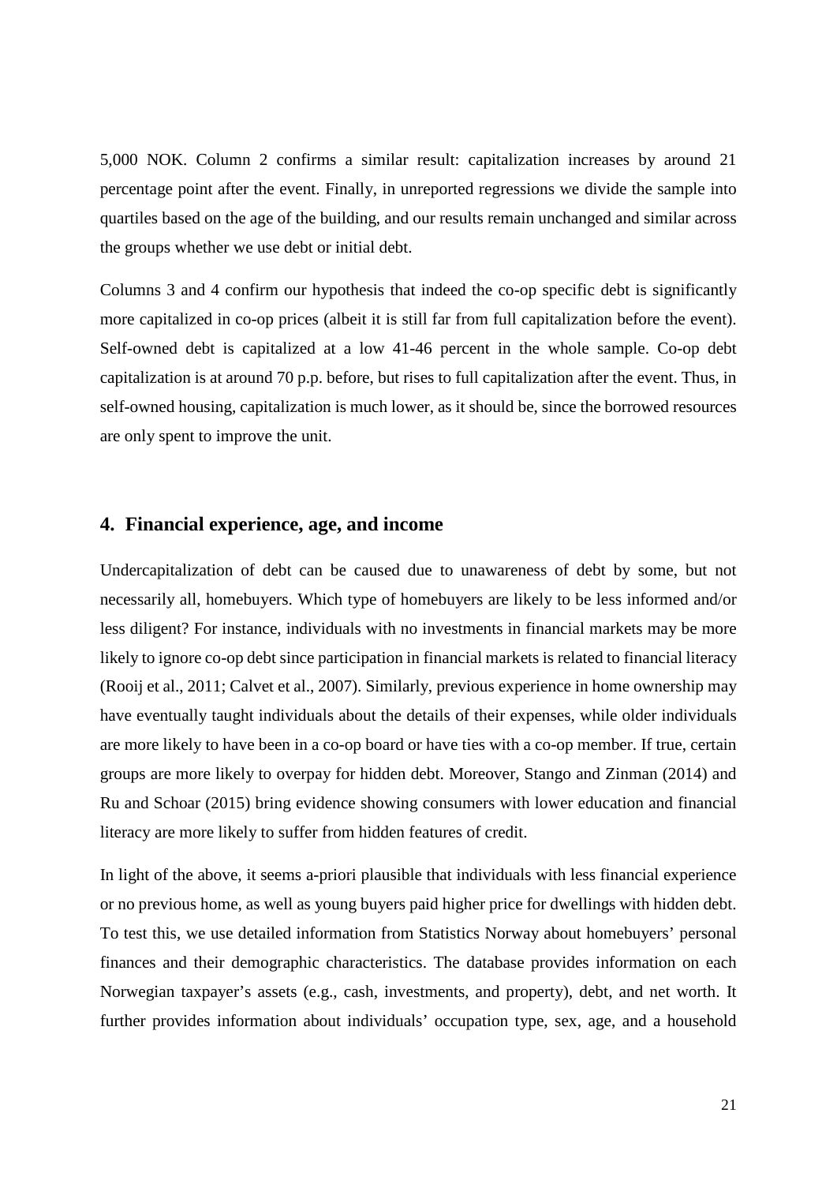5,000 NOK. Column 2 confirms a similar result: capitalization increases by around 21 percentage point after the event. Finally, in unreported regressions we divide the sample into quartiles based on the age of the building, and our results remain unchanged and similar across the groups whether we use debt or initial debt.

Columns 3 and 4 confirm our hypothesis that indeed the co-op specific debt is significantly more capitalized in co-op prices (albeit it is still far from full capitalization before the event). Self-owned debt is capitalized at a low 41-46 percent in the whole sample. Co-op debt capitalization is at around 70 p.p. before, but rises to full capitalization after the event. Thus, in self-owned housing, capitalization is much lower, as it should be, since the borrowed resources are only spent to improve the unit.

## 4. Financial experience, age, and income

Undercapitalization of debt can be caused due to unawareness of debt by some, but not necessarily all, homebuyers. Which type of homebuyers are likely to be less informed and/or less diligent? For instance, individuals with no investments in financial markets may be more likely to ignore co-op debt since participation in financial markets is related to financial literacy (Rooij et al., 2011; Calvet et al., 2007). Similarly, previous experience in home ownership may have eventually taught individuals about the details of their expenses, while older individuals are more likely to have been in a co-op board or have ties with a co-op member. If true, certain groups are more likely to overpay for hidden debt. Moreover, Stango and Zinman (2014) and Ru and Schoar (2015) bring evidence showing consumers with lower education and financial literacy are more likely to suffer from hidden features of credit.

In light of the above, it seems a-priori plausible that individuals with less financial experience or no previous home, as well as young buyers paid higher price for dwellings with hidden debt. To test this, we use detailed information from Statistics Norway about homebuyers' personal finances and their demographic characteristics. The database provides information on each Norwegian taxpayer's assets (e.g., cash, investments, and property), debt, and net worth. It further provides information about individuals' occupation type, sex, age, and a household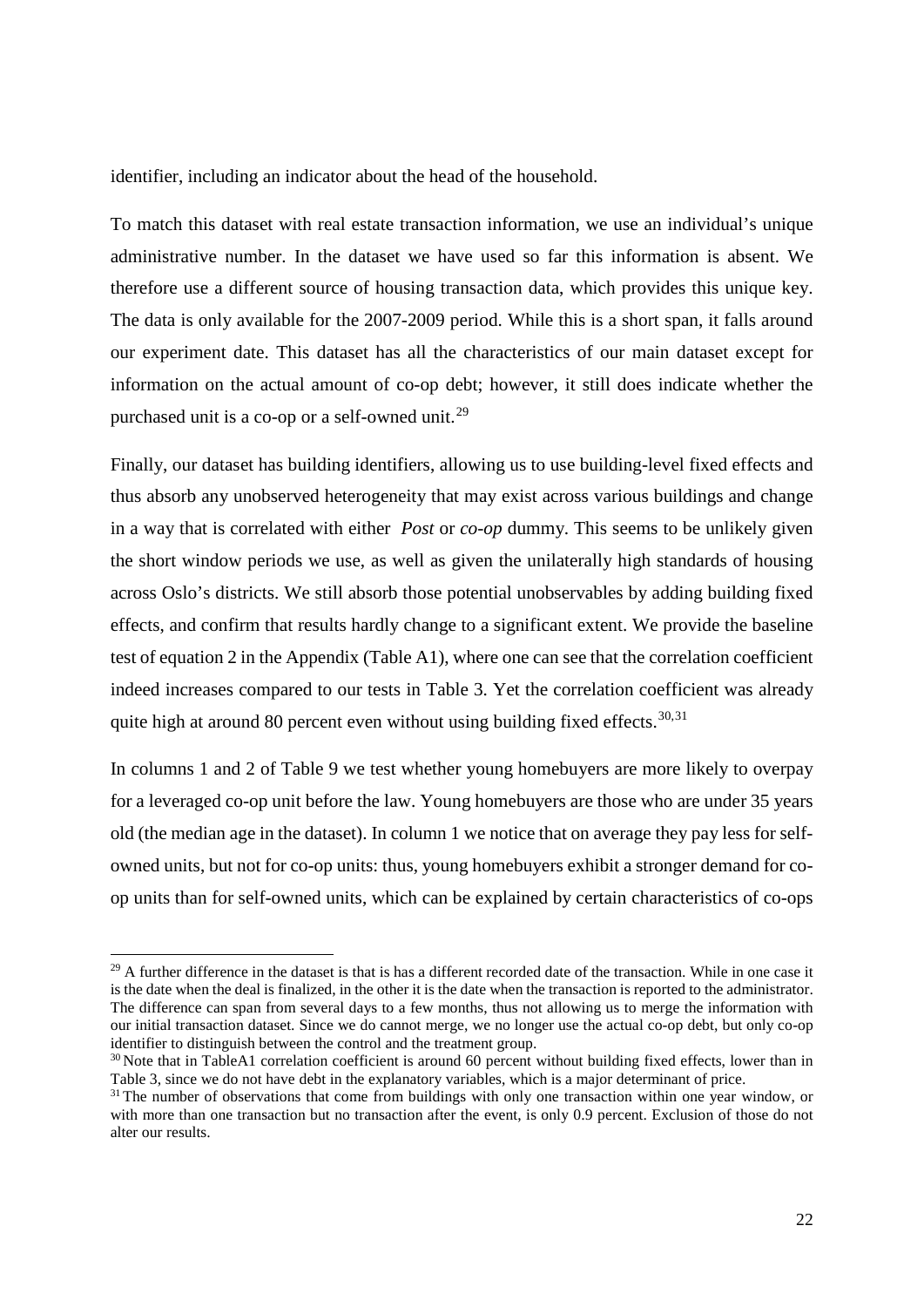identifier, including an indicator about the head of the household.

To match this dataset with real estate transaction information, we use an individual's unique administrative number. In the dataset we have used so far this information is absent. We therefore use a different source of housing transaction data, which provides this unique key. The data is only available for the 2007-2009 period. While this is a short span, it falls around our experiment date. This dataset has all the characteristics of our main dataset except for information on the actual amount of co-op debt; however, it still does indicate whether the purchased unit is a co-op or a self-owned unit.[29]

Finally, our dataset has building identifiers, allowing us to use building-level fixed effects and thus absorb any unobserved heterogeneity that may exist across various buildings and change in a way that is correlated with either *Post* or *co-op* dummy. This seems to be unlikely given the short window periods we use, as well as given the unilaterally high standards of housing across Oslo's districts. We still absorb those potential unobservables by adding building fixed effects, and confirm that results hardly change to a significant extent. We provide the baseline test of equation 2 in the Appendix (Table A1), where one can see that the correlation coefficient indeed increases compared to our tests in Table 3. Yet the correlation coefficient was already quite high at around 80 percent even without using building fixed effects.[30,31]

In columns 1 and 2 of Table 9 we test whether young homebuyers are more likely to overpay for a leveraged co-op unit before the law. Young homebuyers are those who are under 35 years old (the median age in the dataset). In column 1 we notice that on average they pay less for self-owned units, but not for co-op units: thus, young homebuyers exhibit a stronger demand for co-op units than for self-owned units, which can be explained by certain characteristics of co-ops

---

[29] A further difference in the dataset is that is has a different recorded date of the transaction. While in one case it is the date when the deal is finalized, in the other it is the date when the transaction is reported to the administrator. The difference can span from several days to a few months, thus not allowing us to merge the information with our initial transaction dataset. Since we do cannot merge, we no longer use the actual co-op debt, but only co-op identifier to distinguish between the control and the treatment group.

[30] Note that in TableA1 correlation coefficient is around 60 percent without building fixed effects, lower than in Table 3, since we do not have debt in the explanatory variables, which is a major determinant of price.

[31] The number of observations that come from buildings with only one transaction within one year window, or with more than one transaction but no transaction after the event, is only 0.9 percent. Exclusion of those do not alter our results.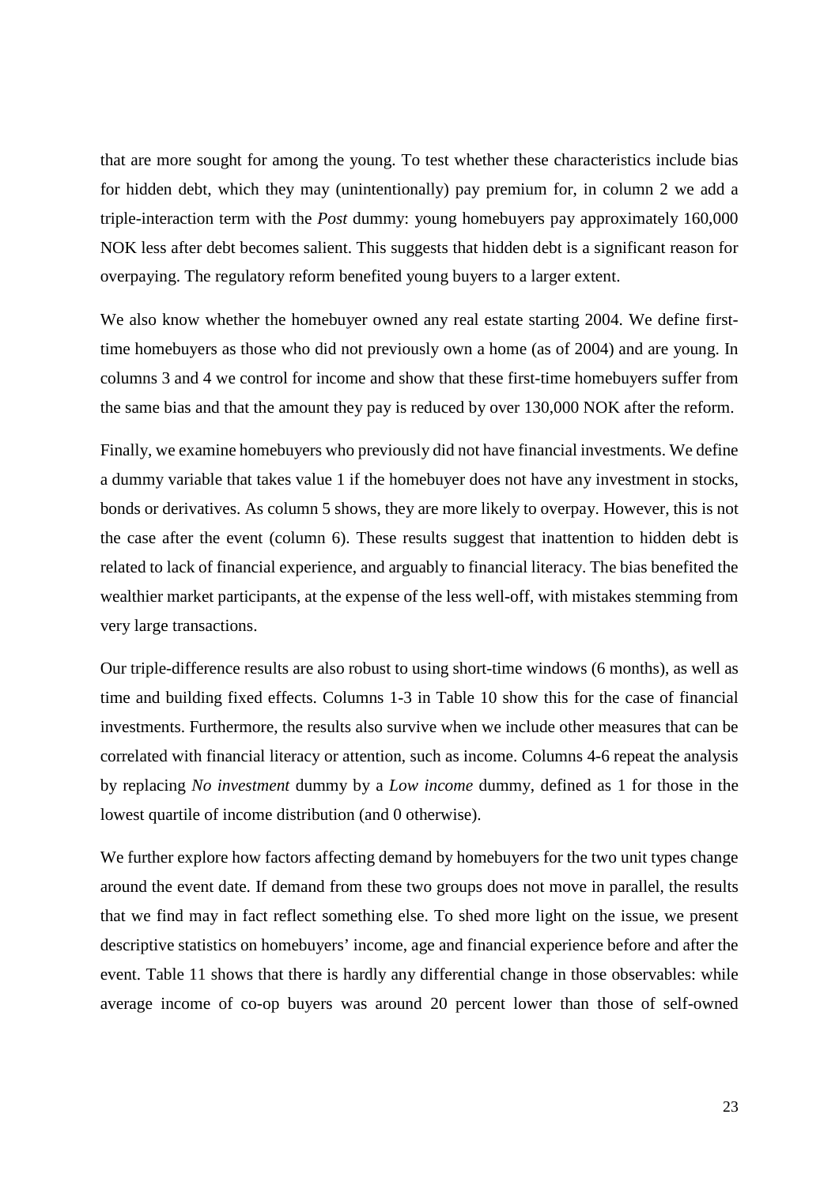that are more sought for among the young. To test whether these characteristics include bias for hidden debt, which they may (unintentionally) pay premium for, in column 2 we add a triple-interaction term with the *Post* dummy: young homebuyers pay approximately 160,000 NOK less after debt becomes salient. This suggests that hidden debt is a significant reason for overpaying. The regulatory reform benefited young buyers to a larger extent.

We also know whether the homebuyer owned any real estate starting 2004. We define first-time homebuyers as those who did not previously own a home (as of 2004) and are young. In columns 3 and 4 we control for income and show that these first-time homebuyers suffer from the same bias and that the amount they pay is reduced by over 130,000 NOK after the reform.

Finally, we examine homebuyers who previously did not have financial investments. We define a dummy variable that takes value 1 if the homebuyer does not have any investment in stocks, bonds or derivatives. As column 5 shows, they are more likely to overpay. However, this is not the case after the event (column 6). These results suggest that inattention to hidden debt is related to lack of financial experience, and arguably to financial literacy. The bias benefited the wealthier market participants, at the expense of the less well-off, with mistakes stemming from very large transactions.

Our triple-difference results are also robust to using short-time windows (6 months), as well as time and building fixed effects. Columns 1-3 in Table 10 show this for the case of financial investments. Furthermore, the results also survive when we include other measures that can be correlated with financial literacy or attention, such as income. Columns 4-6 repeat the analysis by replacing *No investment* dummy by a *Low income* dummy, defined as 1 for those in the lowest quartile of income distribution (and 0 otherwise).

We further explore how factors affecting demand by homebuyers for the two unit types change around the event date. If demand from these two groups does not move in parallel, the results that we find may in fact reflect something else. To shed more light on the issue, we present descriptive statistics on homebuyers' income, age and financial experience before and after the event. Table 11 shows that there is hardly any differential change in those observables: while average income of co-op buyers was around 20 percent lower than those of self-owned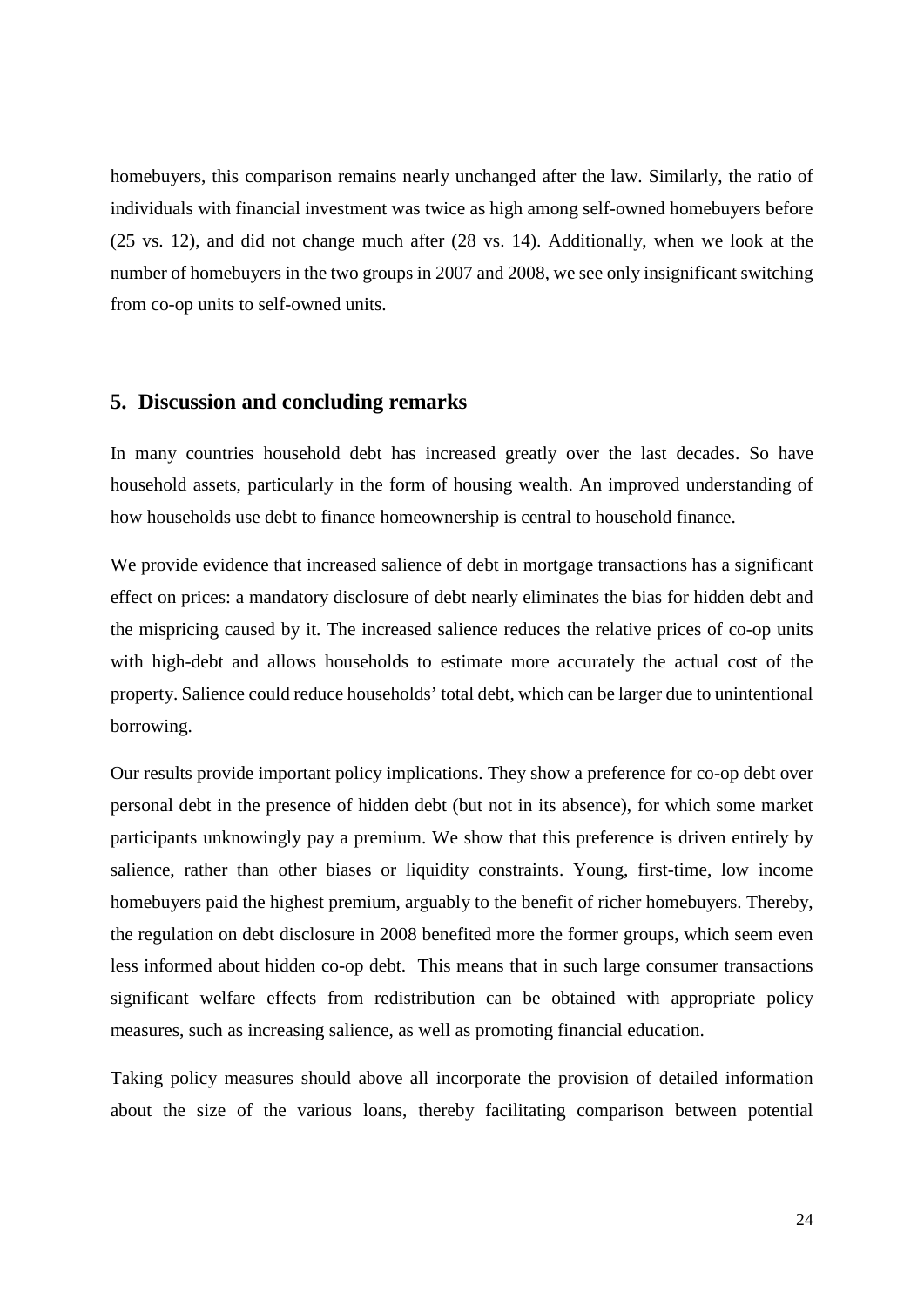homebuyers, this comparison remains nearly unchanged after the law. Similarly, the ratio of individuals with financial investment was twice as high among self-owned homebuyers before (25 vs. 12), and did not change much after (28 vs. 14). Additionally, when we look at the number of homebuyers in the two groups in 2007 and 2008, we see only insignificant switching from co-op units to self-owned units.

## 5. Discussion and concluding remarks

In many countries household debt has increased greatly over the last decades. So have household assets, particularly in the form of housing wealth. An improved understanding of how households use debt to finance homeownership is central to household finance.

We provide evidence that increased salience of debt in mortgage transactions has a significant effect on prices: a mandatory disclosure of debt nearly eliminates the bias for hidden debt and the mispricing caused by it. The increased salience reduces the relative prices of co-op units with high-debt and allows households to estimate more accurately the actual cost of the property. Salience could reduce households' total debt, which can be larger due to unintentional borrowing.

Our results provide important policy implications. They show a preference for co-op debt over personal debt in the presence of hidden debt (but not in its absence), for which some market participants unknowingly pay a premium. We show that this preference is driven entirely by salience, rather than other biases or liquidity constraints. Young, first-time, low income homebuyers paid the highest premium, arguably to the benefit of richer homebuyers. Thereby, the regulation on debt disclosure in 2008 benefited more the former groups, which seem even less informed about hidden co-op debt. This means that in such large consumer transactions significant welfare effects from redistribution can be obtained with appropriate policy measures, such as increasing salience, as well as promoting financial education.

Taking policy measures should above all incorporate the provision of detailed information about the size of the various loans, thereby facilitating comparison between potential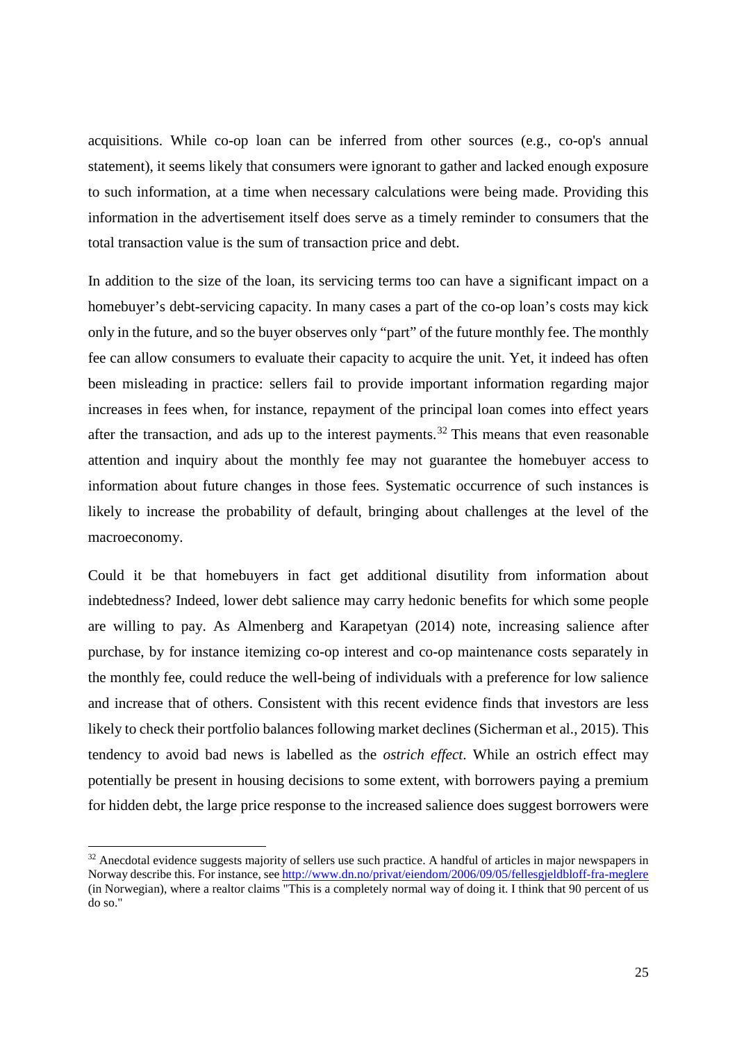acquisitions. While co-op loan can be inferred from other sources (e.g., co-op's annual statement), it seems likely that consumers were ignorant to gather and lacked enough exposure to such information, at a time when necessary calculations were being made. Providing this information in the advertisement itself does serve as a timely reminder to consumers that the total transaction value is the sum of transaction price and debt.

In addition to the size of the loan, its servicing terms too can have a significant impact on a homebuyer's debt-servicing capacity. In many cases a part of the co-op loan's costs may kick only in the future, and so the buyer observes only "part" of the future monthly fee. The monthly fee can allow consumers to evaluate their capacity to acquire the unit. Yet, it indeed has often been misleading in practice: sellers fail to provide important information regarding major increases in fees when, for instance, repayment of the principal loan comes into effect years after the transaction, and ads up to the interest payments.[32] This means that even reasonable attention and inquiry about the monthly fee may not guarantee the homebuyer access to information about future changes in those fees. Systematic occurrence of such instances is likely to increase the probability of default, bringing about challenges at the level of the macroeconomy.

Could it be that homebuyers in fact get additional disutility from information about indebtedness? Indeed, lower debt salience may carry hedonic benefits for which some people are willing to pay. As Almenberg and Karapetyan (2014) note, increasing salience after purchase, by for instance itemizing co-op interest and co-op maintenance costs separately in the monthly fee, could reduce the well-being of individuals with a preference for low salience and increase that of others. Consistent with this recent evidence finds that investors are less likely to check their portfolio balances following market declines (Sicherman et al., 2015). This tendency to avoid bad news is labelled as the *ostrich effect*. While an ostrich effect may potentially be present in housing decisions to some extent, with borrowers paying a premium for hidden debt, the large price response to the increased salience does suggest borrowers were

---

[32] Anecdotal evidence suggests majority of sellers use such practice. A handful of articles in major newspapers in Norway describe this. For instance, see http://www.dn.no/privat/eiendom/2006/09/05/fellesgjeldbloff-fra-meglere (in Norwegian), where a realtor claims "This is a completely normal way of doing it. I think that 90 percent of us do so."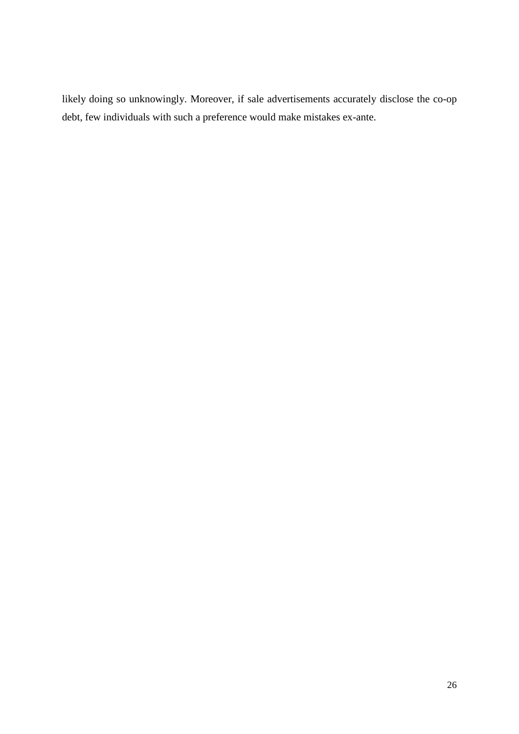likely doing so unknowingly. Moreover, if sale advertisements accurately disclose the co-op debt, few individuals with such a preference would make mistakes ex-ante.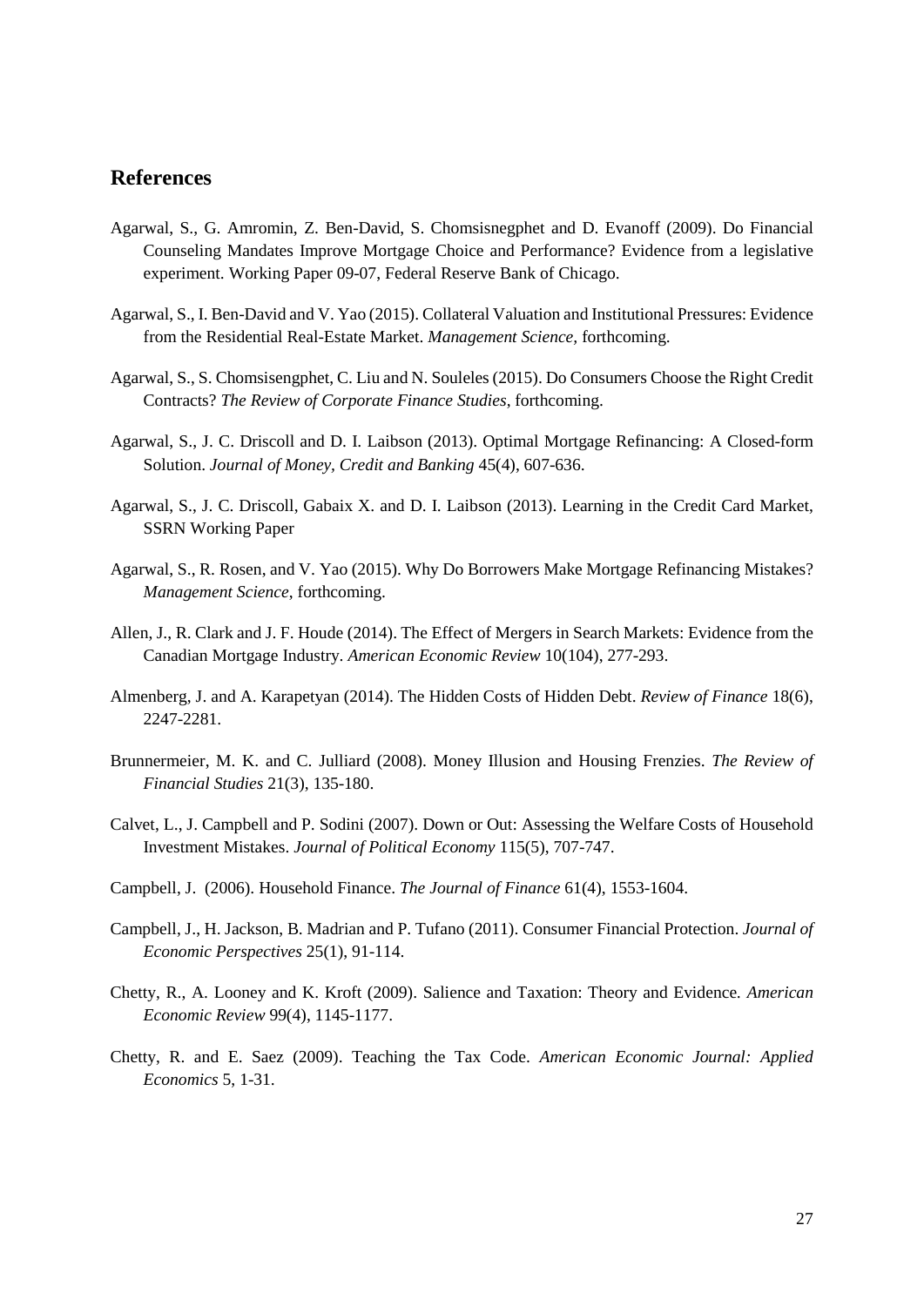## References

Agarwal, S., G. Amromin, Z. Ben-David, S. Chomsisnegphet and D. Evanoff (2009). Do Financial Counseling Mandates Improve Mortgage Choice and Performance? Evidence from a legislative experiment. Working Paper 09-07, Federal Reserve Bank of Chicago.

Agarwal, S., I. Ben-David and V. Yao (2015). Collateral Valuation and Institutional Pressures: Evidence from the Residential Real-Estate Market. *Management Science*, forthcoming.

Agarwal, S., S. Chomsisengphet, C. Liu and N. Souleles (2015). Do Consumers Choose the Right Credit Contracts? *The Review of Corporate Finance Studies*, forthcoming.

Agarwal, S., J. C. Driscoll and D. I. Laibson (2013). Optimal Mortgage Refinancing: A Closed-form Solution. *Journal of Money, Credit and Banking* 45(4), 607-636.

Agarwal, S., J. C. Driscoll, Gabaix X. and D. I. Laibson (2013). Learning in the Credit Card Market, SSRN Working Paper

Agarwal, S., R. Rosen, and V. Yao (2015). Why Do Borrowers Make Mortgage Refinancing Mistakes? *Management Science*, forthcoming.

Allen, J., R. Clark and J. F. Houde (2014). The Effect of Mergers in Search Markets: Evidence from the Canadian Mortgage Industry. *American Economic Review* 10(104), 277-293.

Almenberg, J. and A. Karapetyan (2014). The Hidden Costs of Hidden Debt. *Review of Finance* 18(6), 2247-2281.

Brunnermeier, M. K. and C. Julliard (2008). Money Illusion and Housing Frenzies. *The Review of Financial Studies* 21(3), 135-180.

Calvet, L., J. Campbell and P. Sodini (2007). Down or Out: Assessing the Welfare Costs of Household Investment Mistakes. *Journal of Political Economy* 115(5), 707-747.

Campbell, J. (2006). Household Finance. *The Journal of Finance* 61(4), 1553-1604.

Campbell, J., H. Jackson, B. Madrian and P. Tufano (2011). Consumer Financial Protection. *Journal of Economic Perspectives* 25(1), 91-114.

Chetty, R., A. Looney and K. Kroft (2009). Salience and Taxation: Theory and Evidence. *American Economic Review* 99(4), 1145-1177.

Chetty, R. and E. Saez (2009). Teaching the Tax Code. *American Economic Journal: Applied Economics* 5, 1-31.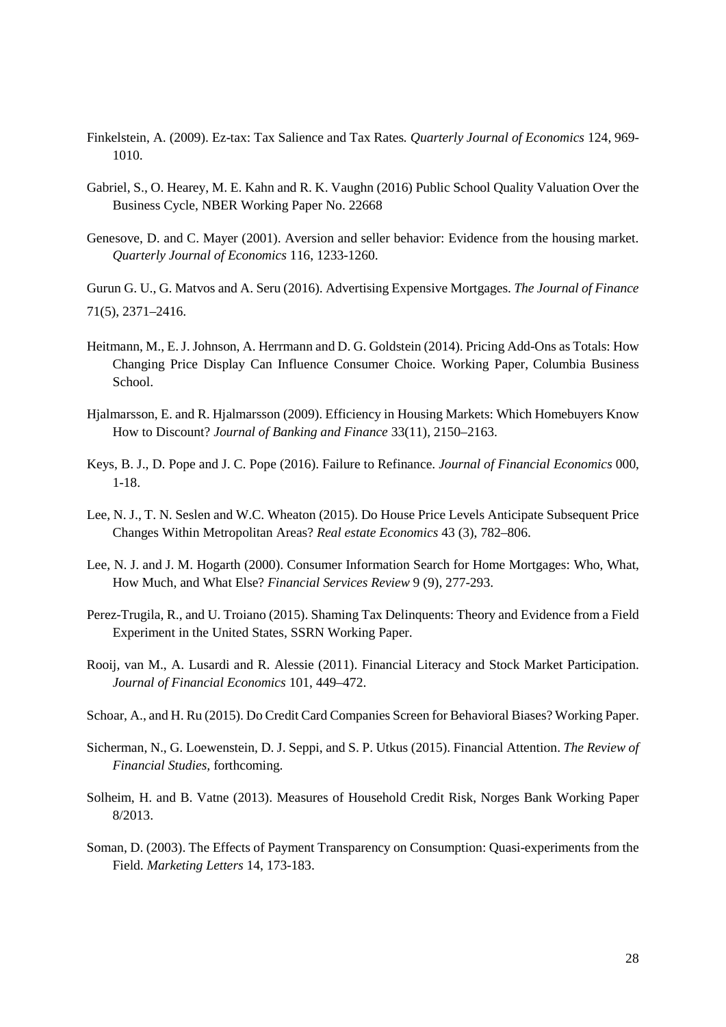Finkelstein, A. (2009). Ez-tax: Tax Salience and Tax Rates. *Quarterly Journal of Economics* 124, 969-1010.

Gabriel, S., O. Hearey, M. E. Kahn and R. K. Vaughn (2016) Public School Quality Valuation Over the Business Cycle, NBER Working Paper No. 22668

Genesove, D. and C. Mayer (2001). Aversion and seller behavior: Evidence from the housing market. *Quarterly Journal of Economics* 116, 1233-1260.

Gurun G. U., G. Matvos and A. Seru (2016). Advertising Expensive Mortgages. *The Journal of Finance* 71(5), 2371–2416.

Heitmann, M., E. J. Johnson, A. Herrmann and D. G. Goldstein (2014). Pricing Add-Ons as Totals: How Changing Price Display Can Influence Consumer Choice. Working Paper, Columbia Business School.

Hjalmarsson, E. and R. Hjalmarsson (2009). Efficiency in Housing Markets: Which Homebuyers Know How to Discount? *Journal of Banking and Finance* 33(11), 2150–2163.

Keys, B. J., D. Pope and J. C. Pope (2016). Failure to Refinance. *Journal of Financial Economics* 000, 1-18.

Lee, N. J., T. N. Seslen and W.C. Wheaton (2015). Do House Price Levels Anticipate Subsequent Price Changes Within Metropolitan Areas? *Real estate Economics* 43 (3), 782–806.

Lee, N. J. and J. M. Hogarth (2000). Consumer Information Search for Home Mortgages: Who, What, How Much, and What Else? *Financial Services Review* 9 (9), 277-293.

Perez-Trugila, R., and U. Troiano (2015). Shaming Tax Delinquents: Theory and Evidence from a Field Experiment in the United States, SSRN Working Paper.

Rooij, van M., A. Lusardi and R. Alessie (2011). Financial Literacy and Stock Market Participation. *Journal of Financial Economics* 101, 449–472.

Schoar, A., and H. Ru (2015). Do Credit Card Companies Screen for Behavioral Biases? Working Paper.

Sicherman, N., G. Loewenstein, D. J. Seppi, and S. P. Utkus (2015). Financial Attention. *The Review of Financial Studies*, forthcoming.

Solheim, H. and B. Vatne (2013). Measures of Household Credit Risk, Norges Bank Working Paper 8/2013.

Soman, D. (2003). The Effects of Payment Transparency on Consumption: Quasi-experiments from the Field. *Marketing Letters* 14, 173-183.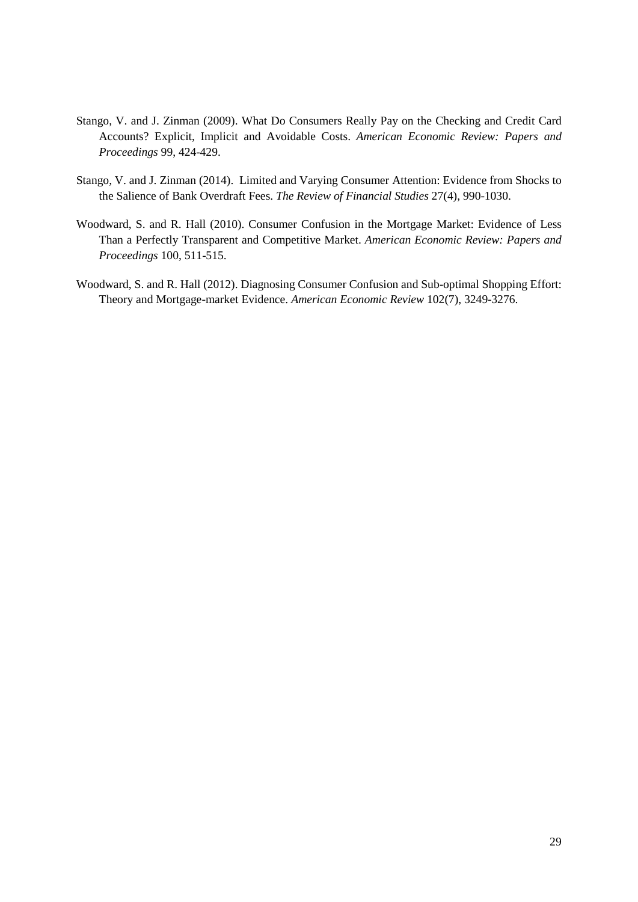Stango, V. and J. Zinman (2009). What Do Consumers Really Pay on the Checking and Credit Card Accounts? Explicit, Implicit and Avoidable Costs. *American Economic Review: Papers and Proceedings* 99, 424-429.

Stango, V. and J. Zinman (2014). Limited and Varying Consumer Attention: Evidence from Shocks to the Salience of Bank Overdraft Fees. *The Review of Financial Studies* 27(4), 990-1030.

Woodward, S. and R. Hall (2010). Consumer Confusion in the Mortgage Market: Evidence of Less Than a Perfectly Transparent and Competitive Market. *American Economic Review: Papers and Proceedings* 100, 511-515.

Woodward, S. and R. Hall (2012). Diagnosing Consumer Confusion and Sub-optimal Shopping Effort: Theory and Mortgage-market Evidence. *American Economic Review* 102(7), 3249-3276.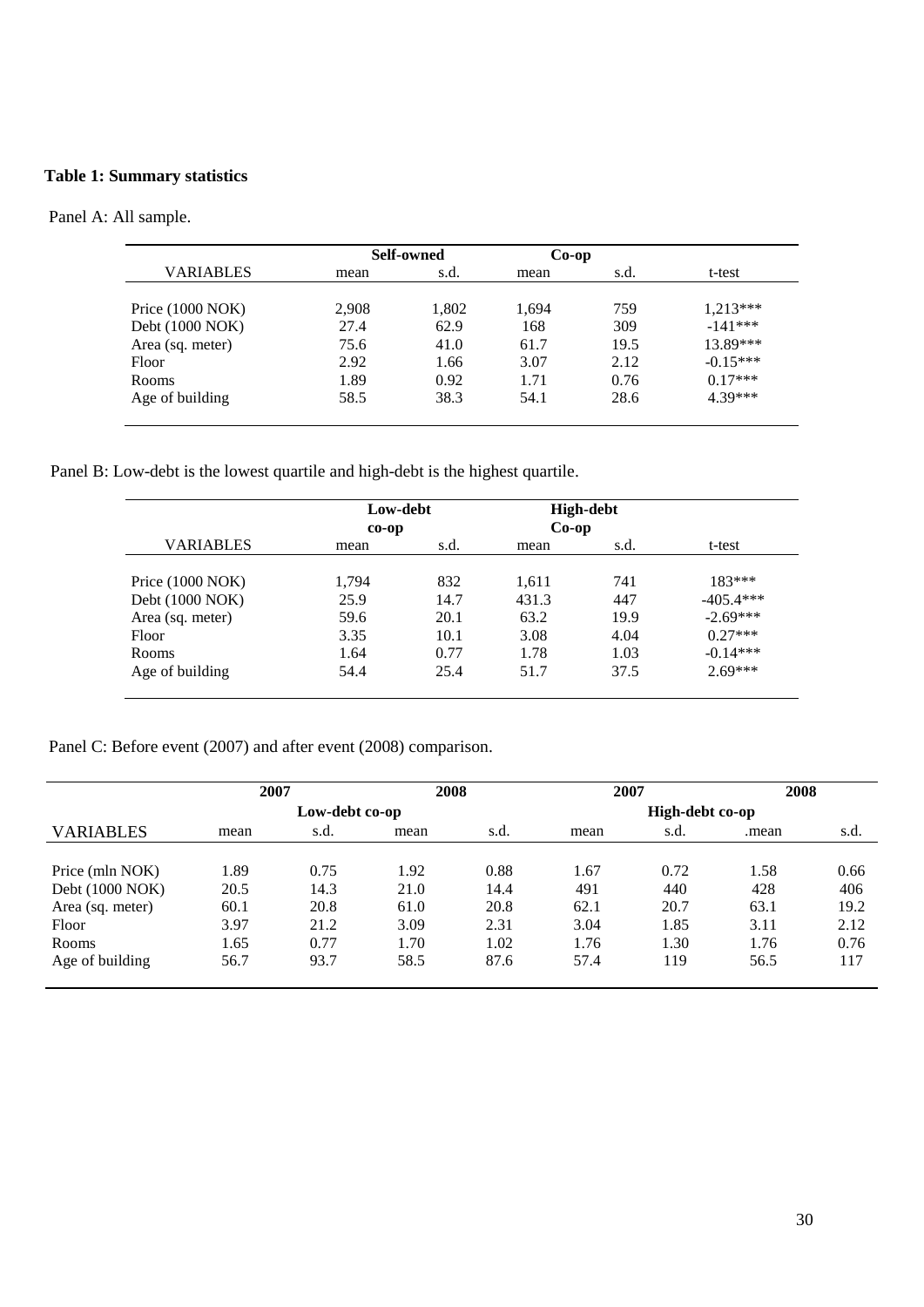**Table 1: Summary statistics**

Panel A: All sample.

| | Self-owned | | Co-op | | |
|---|---|---|---|---|---|
| VARIABLES | mean | s.d. | mean | s.d. | t-test |
| Price (1000 NOK) | 2,908 | 1,802 | 1,694 | 759 | 1,213*** |
| Debt (1000 NOK) | 27.4 | 62.9 | 168 | 309 | -141*** |
| Area (sq. meter) | 75.6 | 41.0 | 61.7 | 19.5 | 13.89*** |
| Floor | 2.92 | 1.66 | 3.07 | 2.12 | -0.15*** |
| Rooms | 1.89 | 0.92 | 1.71 | 0.76 | 0.17*** |
| Age of building | 58.5 | 38.3 | 54.1 | 28.6 | 4.39*** |

Panel B: Low-debt is the lowest quartile and high-debt is the highest quartile.

| | Low-debt co-op | | High-debt Co-op | | |
|---|---|---|---|---|---|
| VARIABLES | mean | s.d. | mean | s.d. | t-test |
| Price (1000 NOK) | 1,794 | 832 | 1,611 | 741 | 183*** |
| Debt (1000 NOK) | 25.9 | 14.7 | 431.3 | 447 | -405.4*** |
| Area (sq. meter) | 59.6 | 20.1 | 63.2 | 19.9 | -2.69*** |
| Floor | 3.35 | 10.1 | 3.08 | 4.04 | 0.27*** |
| Rooms | 1.64 | 0.77 | 1.78 | 1.03 | -0.14*** |
| Age of building | 54.4 | 25.4 | 51.7 | 37.5 | 2.69*** |

Panel C: Before event (2007) and after event (2008) comparison.

| | 2007 | | 2008 | | 2007 | | 2008 | |
|---|---|---|---|---|---|---|---|---|
| | Low-debt co-op | | | | High-debt co-op | | | |
| VARIABLES | mean | s.d. | mean | s.d. | mean | s.d. | .mean | s.d. |
| Price (mln NOK) | 1.89 | 0.75 | 1.92 | 0.88 | 1.67 | 0.72 | 1.58 | 0.66 |
| Debt (1000 NOK) | 20.5 | 14.3 | 21.0 | 14.4 | 491 | 440 | 428 | 406 |
| Area (sq. meter) | 60.1 | 20.8 | 61.0 | 20.8 | 62.1 | 20.7 | 63.1 | 19.2 |
| Floor | 3.97 | 21.2 | 3.09 | 2.31 | 3.04 | 1.85 | 3.11 | 2.12 |
| Rooms | 1.65 | 0.77 | 1.70 | 1.02 | 1.76 | 1.30 | 1.76 | 0.76 |
| Age of building | 56.7 | 93.7 | 58.5 | 87.6 | 57.4 | 119 | 56.5 | 117 |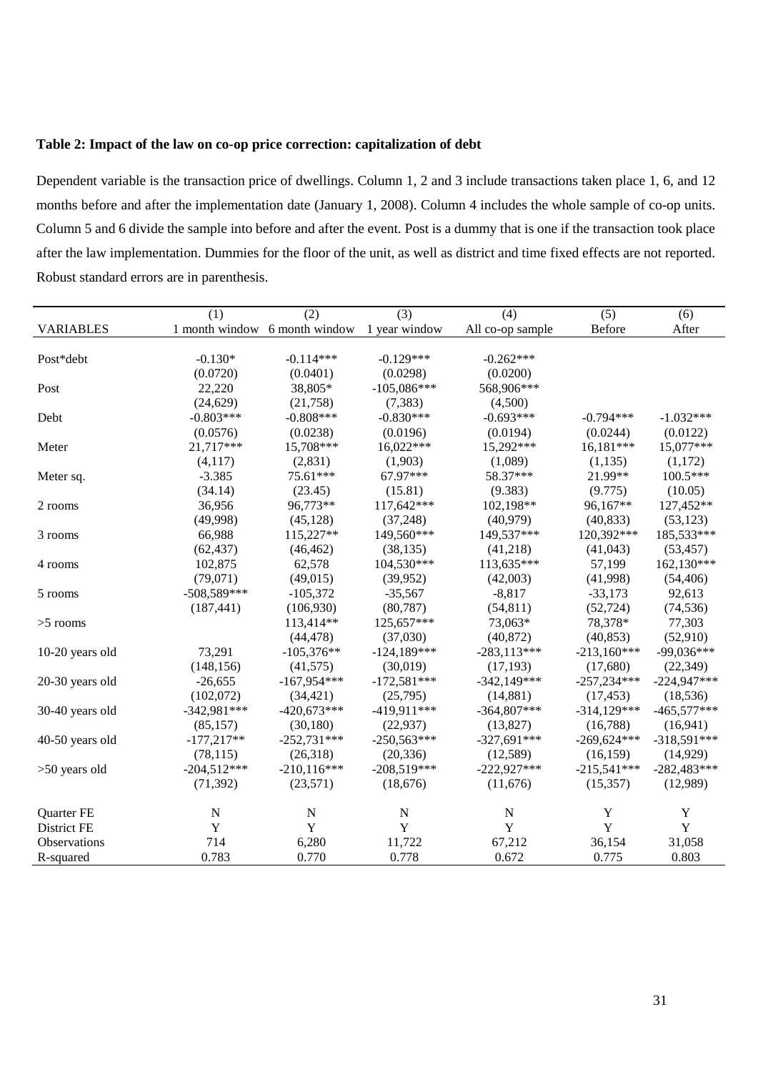**Table 2: Impact of the law on co-op price correction: capitalization of debt**

Dependent variable is the transaction price of dwellings. Column 1, 2 and 3 include transactions taken place 1, 6, and 12 months before and after the implementation date (January 1, 2008). Column 4 includes the whole sample of co-op units. Column 5 and 6 divide the sample into before and after the event. Post is a dummy that is one if the transaction took place after the law implementation. Dummies for the floor of the unit, as well as district and time fixed effects are not reported. Robust standard errors are in parenthesis.

| | (1) | (2) | (3) | (4) | (5) | (6) |
|---|---|---|---|---|---|---|
| VARIABLES | 1 month window | 6 month window | 1 year window | All co-op sample | Before | After |
| Post*debt | -0.130* | -0.114*** | -0.129*** | -0.262*** | | |
| | (0.0720) | (0.0401) | (0.0298) | (0.0200) | | |
| Post | 22,220 | 38,805* | -105,086*** | 568,906*** | | |
| | (24,629) | (21,758) | (7,383) | (4,500) | | |
| Debt | -0.803*** | -0.808*** | -0.830*** | -0.693*** | -0.794*** | -1.032*** |
| | (0.0576) | (0.0238) | (0.0196) | (0.0194) | (0.0244) | (0.0122) |
| Meter | 21,717*** | 15,708*** | 16,022*** | 15,292*** | 16,181*** | 15,077*** |
| | (4,117) | (2,831) | (1,903) | (1,089) | (1,135) | (1,172) |
| Meter sq. | -3.385 | 75.61*** | 67.97*** | 58.37*** | 21.99** | 100.5*** |
| | (34.14) | (23.45) | (15.81) | (9.383) | (9.775) | (10.05) |
| 2 rooms | 36,956 | 96,773** | 117,642*** | 102,198** | 96,167** | 127,452** |
| | (49,998) | (45,128) | (37,248) | (40,979) | (40,833) | (53,123) |
| 3 rooms | 66,988 | 115,227** | 149,560*** | 149,537*** | 120,392*** | 185,533*** |
| | (62,437) | (46,462) | (38,135) | (41,218) | (41,043) | (53,457) |
| 4 rooms | 102,875 | 62,578 | 104,530*** | 113,635*** | 57,199 | 162,130*** |
| | (79,071) | (49,015) | (39,952) | (42,003) | (41,998) | (54,406) |
| 5 rooms | -508,589*** | -105,372 | -35,567 | -8,817 | -33,173 | 92,613 |
| | (187,441) | (106,930) | (80,787) | (54,811) | (52,724) | (74,536) |
| >5 rooms | | 113,414** | 125,657*** | 73,063* | 78,378* | 77,303 |
| | | (44,478) | (37,030) | (40,872) | (40,853) | (52,910) |
| 10-20 years old | 73,291 | -105,376** | -124,189*** | -283,113*** | -213,160*** | -99,036*** |
| | (148,156) | (41,575) | (30,019) | (17,193) | (17,680) | (22,349) |
| 20-30 years old | -26,655 | -167,954*** | -172,581*** | -342,149*** | -257,234*** | -224,947*** |
| | (102,072) | (34,421) | (25,795) | (14,881) | (17,453) | (18,536) |
| 30-40 years old | -342,981*** | -420,673*** | -419,911*** | -364,807*** | -314,129*** | -465,577*** |
| | (85,157) | (30,180) | (22,937) | (13,827) | (16,788) | (16,941) |
| 40-50 years old | -177,217** | -252,731*** | -250,563*** | -327,691*** | -269,624*** | -318,591*** |
| | (78,115) | (26,318) | (20,336) | (12,589) | (16,159) | (14,929) |
| >50 years old | -204,512*** | -210,116*** | -208,519*** | -222,927*** | -215,541*** | -282,483*** |
| | (71,392) | (23,571) | (18,676) | (11,676) | (15,357) | (12,989) |
| Quarter FE | N | N | N | N | Y | Y |
| District FE | Y | Y | Y | Y | Y | Y |
| Observations | 714 | 6,280 | 11,722 | 67,212 | 36,154 | 31,058 |
| R-squared | 0.783 | 0.770 | 0.778 | 0.672 | 0.775 | 0.803 |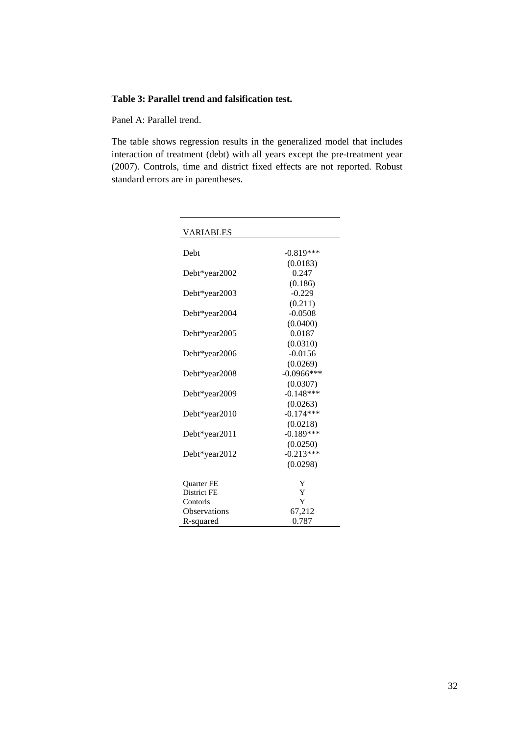**Table 3: Parallel trend and falsification test.**

Panel A: Parallel trend.

The table shows regression results in the generalized model that includes interaction of treatment (debt) with all years except the pre-treatment year (2007). Controls, time and district fixed effects are not reported. Robust standard errors are in parentheses.

| VARIABLES | |
|---|---|
| Debt | -0.819*** |
| | (0.0183) |
| Debt*year2002 | 0.247 |
| | (0.186) |
| Debt*year2003 | -0.229 |
| | (0.211) |
| Debt*year2004 | -0.0508 |
| | (0.0400) |
| Debt*year2005 | 0.0187 |
| | (0.0310) |
| Debt*year2006 | -0.0156 |
| | (0.0269) |
| Debt*year2008 | -0.0966*** |
| | (0.0307) |
| Debt*year2009 | -0.148*** |
| | (0.0263) |
| Debt*year2010 | -0.174*** |
| | (0.0218) |
| Debt*year2011 | -0.189*** |
| | (0.0250) |
| Debt*year2012 | -0.213*** |
| | (0.0298) |
| Quarter FE | Y |
| District FE | Y |
| Contorls | Y |
| Observations | 67,212 |
| R-squared | 0.787 |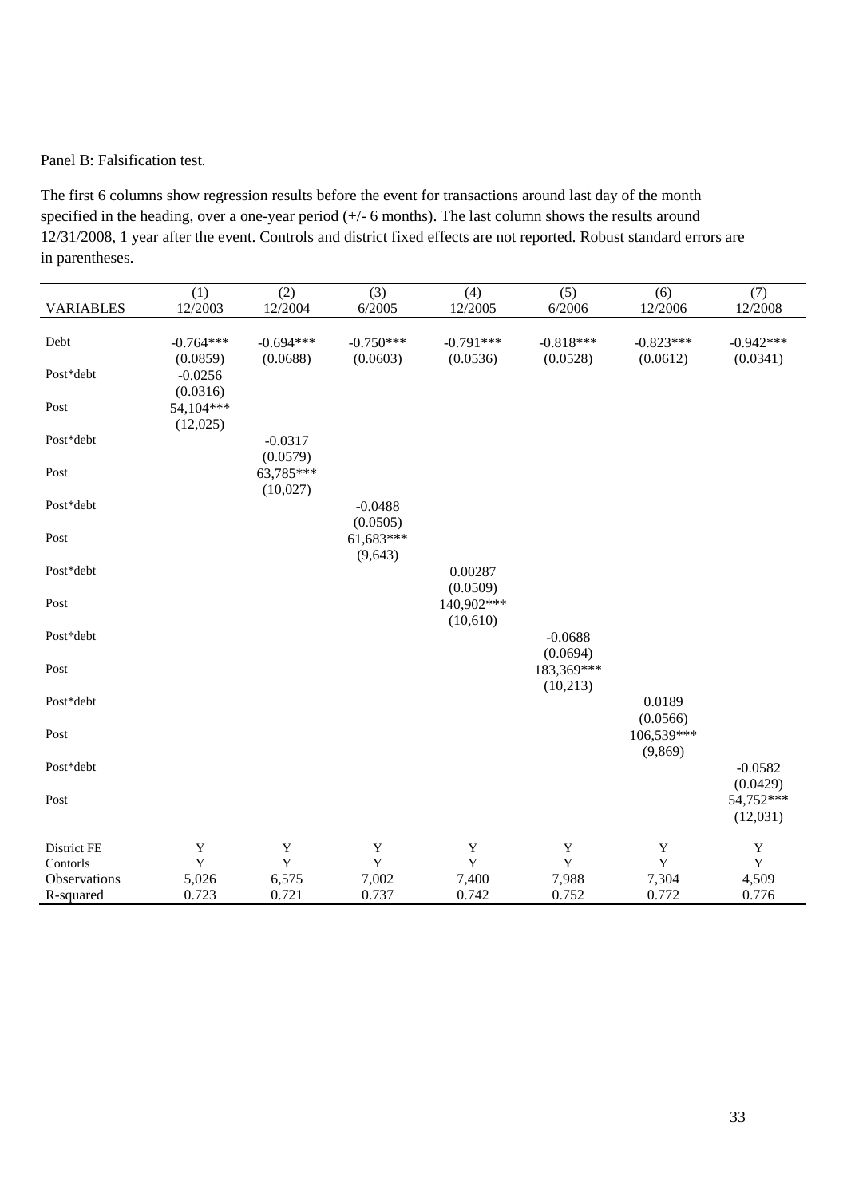Panel B: Falsification test.

The first 6 columns show regression results before the event for transactions around last day of the month specified in the heading, over a one-year period (+/- 6 months). The last column shows the results around 12/31/2008, 1 year after the event. Controls and district fixed effects are not reported. Robust standard errors are in parentheses.

| VARIABLES | (1)<br>12/2003 | (2)<br>12/2004 | (3)<br>6/2005 | (4)<br>12/2005 | (5)<br>6/2006 | (6)<br>12/2006 | (7)<br>12/2008 |
|---|---|---|---|---|---|---|---|
| Debt | -0.764*** | -0.694*** | -0.750*** | -0.791*** | -0.818*** | -0.823*** | -0.942*** |
| | (0.0859) | (0.0688) | (0.0603) | (0.0536) | (0.0528) | (0.0612) | (0.0341) |
| Post*debt | -0.0256 | | | | | | |
| | (0.0316) | | | | | | |
| Post | 54,104*** | | | | | | |
| | (12,025) | | | | | | |
| Post*debt | | -0.0317 | | | | | |
| | | (0.0579) | | | | | |
| Post | | 63,785*** | | | | | |
| | | (10,027) | | | | | |
| Post*debt | | | -0.0488 | | | | |
| | | | (0.0505) | | | | |
| Post | | | 61,683*** | | | | |
| | | | (9,643) | | | | |
| Post*debt | | | | 0.00287 | | | |
| | | | | (0.0509) | | | |
| Post | | | | 140,902*** | | | |
| | | | | (10,610) | | | |
| Post*debt | | | | | -0.0688 | | |
| | | | | | (0.0694) | | |
| Post | | | | | 183,369*** | | |
| | | | | | (10,213) | | |
| Post*debt | | | | | | 0.0189 | |
| | | | | | | (0.0566) | |
| Post | | | | | | 106,539*** | |
| | | | | | | (9,869) | |
| Post*debt | | | | | | | -0.0582 |
| | | | | | | | (0.0429) |
| Post | | | | | | | 54,752*** |
| | | | | | | | (12,031) |
| District FE | Y | Y | Y | Y | Y | Y | Y |
| Contorls | Y | Y | Y | Y | Y | Y | Y |
| Observations | 5,026 | 6,575 | 7,002 | 7,400 | 7,988 | 7,304 | 4,509 |
| R-squared | 0.723 | 0.721 | 0.737 | 0.742 | 0.752 | 0.772 | 0.776 |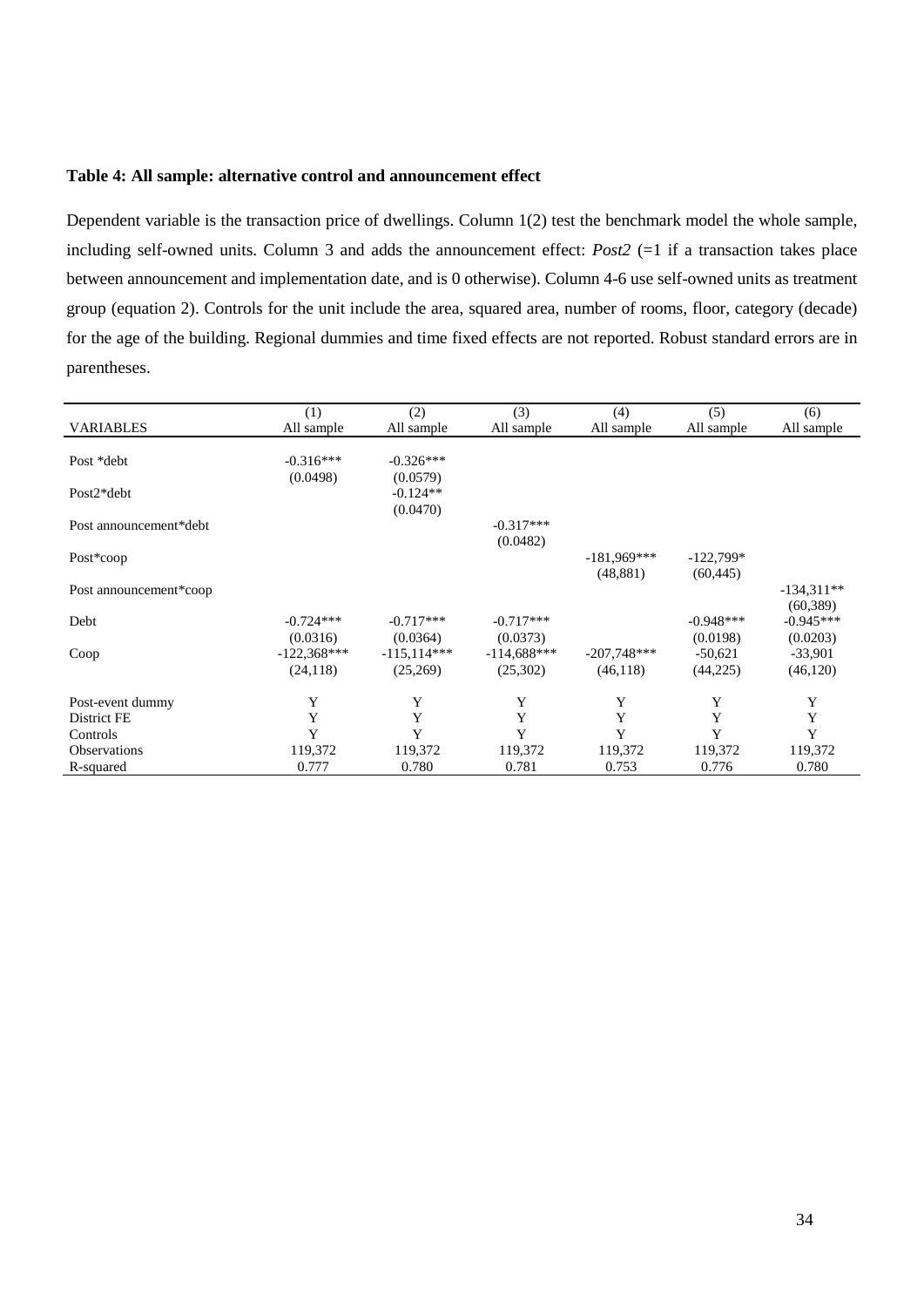**Table 4: All sample: alternative control and announcement effect**

Dependent variable is the transaction price of dwellings. Column 1(2) test the benchmark model the whole sample, including self-owned units. Column 3 and adds the announcement effect: *Post2* (=1 if a transaction takes place between announcement and implementation date, and is 0 otherwise). Column 4-6 use self-owned units as treatment group (equation 2). Controls for the unit include the area, squared area, number of rooms, floor, category (decade) for the age of the building. Regional dummies and time fixed effects are not reported. Robust standard errors are in parentheses.

| | (1) | (2) | (3) | (4) | (5) | (6) |
|---|---|---|---|---|---|---|
| VARIABLES | All sample | All sample | All sample | All sample | All sample | All sample |
| Post *debt | -0.316*** | -0.326*** | | | | |
| | (0.0498) | (0.0579) | | | | |
| Post2*debt | | -0.124** | | | | |
| | | (0.0470) | | | | |
| Post announcement*debt | | | -0.317*** | | | |
| | | | (0.0482) | | | |
| Post*coop | | | | -181,969*** | -122,799* | |
| | | | | (48,881) | (60,445) | |
| Post announcement*coop | | | | | | -134,311** |
| | | | | | | (60,389) |
| Debt | -0.724*** | -0.717*** | -0.717*** | | -0.948*** | -0.945*** |
| | (0.0316) | (0.0364) | (0.0373) | | (0.0198) | (0.0203) |
| Coop | -122,368*** | -115,114*** | -114,688*** | -207,748*** | -50,621 | -33,901 |
| | (24,118) | (25,269) | (25,302) | (46,118) | (44,225) | (46,120) |
| Post-event dummy | Y | Y | Y | Y | Y | Y |
| District FE | Y | Y | Y | Y | Y | Y |
| Controls | Y | Y | Y | Y | Y | Y |
| Observations | 119,372 | 119,372 | 119,372 | 119,372 | 119,372 | 119,372 |
| R-squared | 0.777 | 0.780 | 0.781 | 0.753 | 0.776 | 0.780 |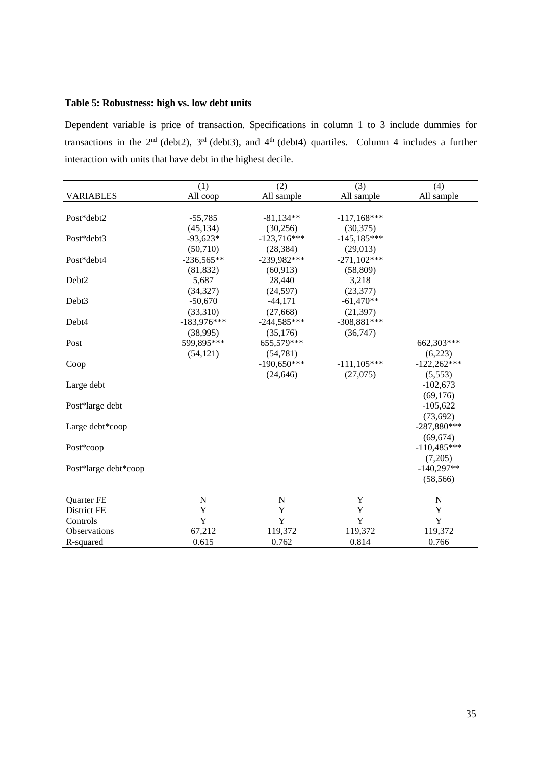**Table 5: Robustness: high vs. low debt units**

Dependent variable is price of transaction. Specifications in column 1 to 3 include dummies for transactions in the 2[nd] (debt2), 3[rd] (debt3), and 4[th] (debt4) quartiles. Column 4 includes a further interaction with units that have debt in the highest decile.

| | (1) | (2) | (3) | (4) |
|---|---|---|---|---|
| VARIABLES | All coop | All sample | All sample | All sample |
| Post*debt2 | -55,785 | -81,134** | -117,168*** | |
| | (45,134) | (30,256) | (30,375) | |
| Post*debt3 | -93,623* | -123,716*** | -145,185*** | |
| | (50,710) | (28,384) | (29,013) | |
| Post*debt4 | -236,565** | -239,982*** | -271,102*** | |
| | (81,832) | (60,913) | (58,809) | |
| Debt2 | 5,687 | 28,440 | 3,218 | |
| | (34,327) | (24,597) | (23,377) | |
| Debt3 | -50,670 | -44,171 | -61,470** | |
| | (33,310) | (27,668) | (21,397) | |
| Debt4 | -183,976*** | -244,585*** | -308,881*** | |
| | (38,995) | (35,176) | (36,747) | |
| Post | 599,895*** | 655,579*** | | 662,303*** |
| | (54,121) | (54,781) | | (6,223) |
| Coop | | -190,650*** | -111,105*** | -122,262*** |
| | | (24,646) | (27,075) | (5,553) |
| Large debt | | | | -102,673 |
| | | | | (69,176) |
| Post*large debt | | | | -105,622 |
| | | | | (73,692) |
| Large debt*coop | | | | -287,880*** |
| | | | | (69,674) |
| Post*coop | | | | -110,485*** |
| | | | | (7,205) |
| Post*large debt*coop | | | | -140,297** |
| | | | | (58,566) |
| Quarter FE | N | N | Y | N |
| District FE | Y | Y | Y | Y |
| Controls | Y | Y | Y | Y |
| Observations | 67,212 | 119,372 | 119,372 | 119,372 |
| R-squared | 0.615 | 0.762 | 0.814 | 0.766 |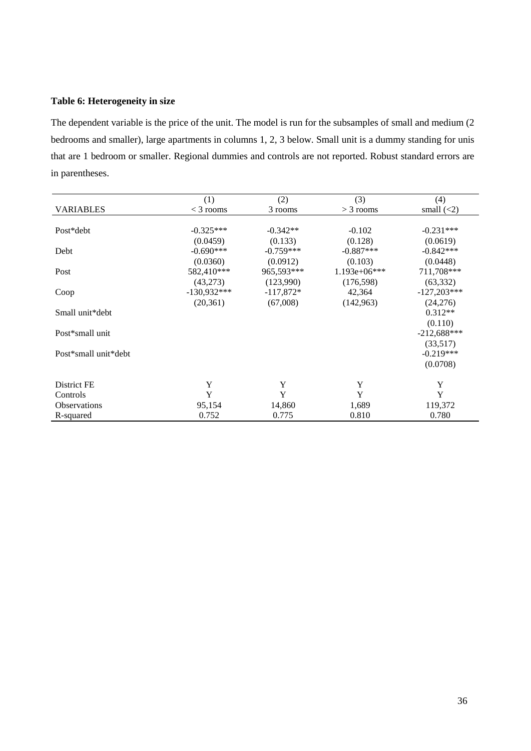**Table 6: Heterogeneity in size**

The dependent variable is the price of the unit. The model is run for the subsamples of small and medium (2 bedrooms and smaller), large apartments in columns 1, 2, 3 below. Small unit is a dummy standing for unis that are 1 bedroom or smaller. Regional dummies and controls are not reported. Robust standard errors are in parentheses.

| | (1) | (2) | (3) | (4) |
|---|---|---|---|---|
| VARIABLES | < 3 rooms | 3 rooms | > 3 rooms | small (<2) |
| Post*debt | -0.325*** | -0.342** | -0.102 | -0.231*** |
| | (0.0459) | (0.133) | (0.128) | (0.0619) |
| Debt | -0.690*** | -0.759*** | -0.887*** | -0.842*** |
| | (0.0360) | (0.0912) | (0.103) | (0.0448) |
| Post | 582,410*** | 965,593*** | 1.193e+06*** | 711,708*** |
| | (43,273) | (123,990) | (176,598) | (63,332) |
| Coop | -130,932*** | -117,872* | 42,364 | -127,203*** |
| | (20,361) | (67,008) | (142,963) | (24,276) |
| Small unit*debt | | | | 0.312** |
| | | | | (0.110) |
| Post*small unit | | | | -212,688*** |
| | | | | (33,517) |
| Post*small unit*debt | | | | -0.219*** |
| | | | | (0.0708) |
| District FE | Y | Y | Y | Y |
| Controls | Y | Y | Y | Y |
| Observations | 95,154 | 14,860 | 1,689 | 119,372 |
| R-squared | 0.752 | 0.775 | 0.810 | 0.780 |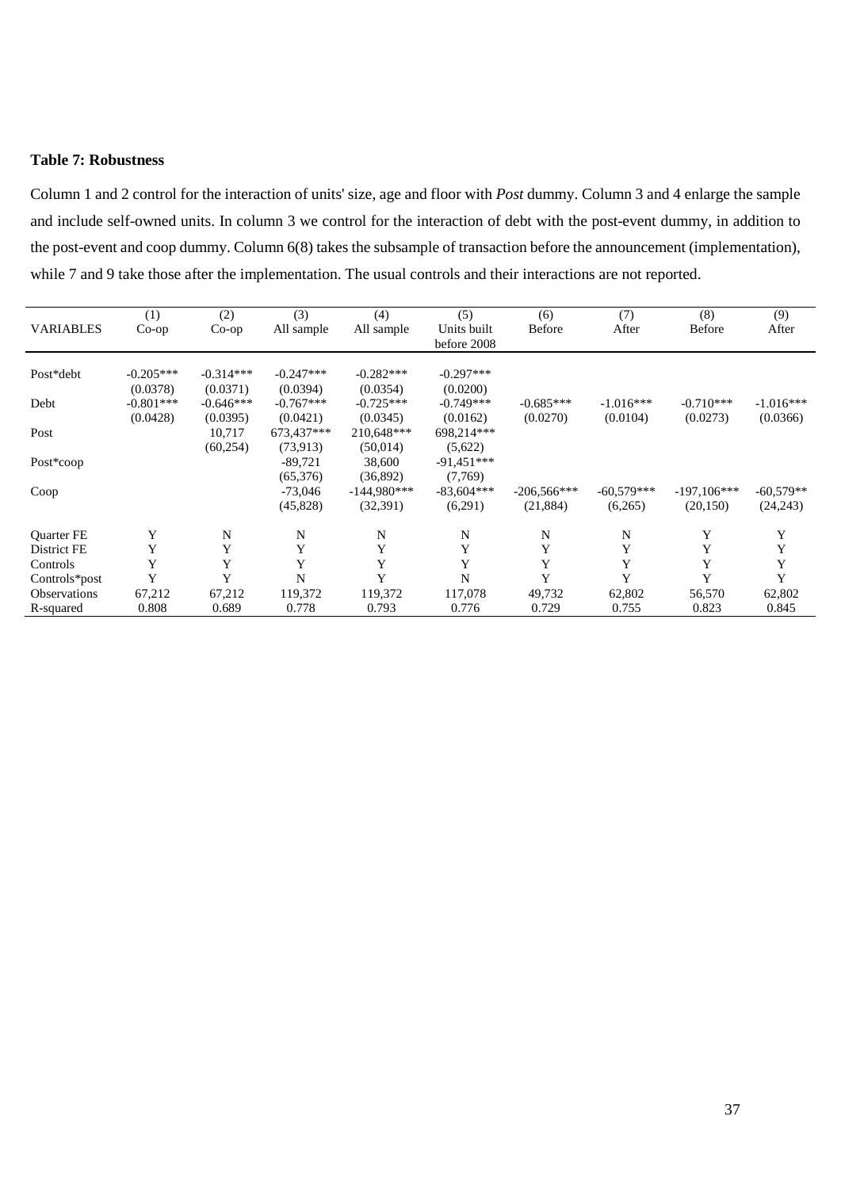**Table 7: Robustness**

Column 1 and 2 control for the interaction of units' size, age and floor with *Post* dummy. Column 3 and 4 enlarge the sample and include self-owned units. In column 3 we control for the interaction of debt with the post-event dummy, in addition to the post-event and coop dummy. Column 6(8) takes the subsample of transaction before the announcement (implementation), while 7 and 9 take those after the implementation. The usual controls and their interactions are not reported.

| | (1) | (2) | (3) | (4) | (5) | (6) | (7) | (8) | (9) |
|---|---|---|---|---|---|---|---|---|---|
| VARIABLES | Co-op | Co-op | All sample | All sample | Units built before 2008 | Before | After | Before | After |
| Post*debt | -0.205*** | -0.314*** | -0.247*** | -0.282*** | -0.297*** | | | | |
| | (0.0378) | (0.0371) | (0.0394) | (0.0354) | (0.0200) | | | | |
| Debt | -0.801*** | -0.646*** | -0.767*** | -0.725*** | -0.749*** | -0.685*** | -1.016*** | -0.710*** | -1.016*** |
| | (0.0428) | (0.0395) | (0.0421) | (0.0345) | (0.0162) | (0.0270) | (0.0104) | (0.0273) | (0.0366) |
| Post | | 10,717 | 673,437*** | 210,648*** | 698,214*** | | | | |
| | | (60,254) | (73,913) | (50,014) | (5,622) | | | | |
| Post*coop | | | -89,721 | 38,600 | -91,451*** | | | | |
| | | | (65,376) | (36,892) | (7,769) | | | | |
| Coop | | | -73,046 | -144,980*** | -83,604*** | -206,566*** | -60,579*** | -197,106*** | -60,579** |
| | | | (45,828) | (32,391) | (6,291) | (21,884) | (6,265) | (20,150) | (24,243) |
| Quarter FE | Y | N | N | N | N | N | N | Y | Y |
| District FE | Y | Y | Y | Y | Y | Y | Y | Y | Y |
| Controls | Y | Y | Y | Y | Y | Y | Y | Y | Y |
| Controls*post | Y | Y | N | Y | N | Y | Y | Y | Y |
| Observations | 67,212 | 67,212 | 119,372 | 119,372 | 117,078 | 49,732 | 62,802 | 56,570 | 62,802 |
| R-squared | 0.808 | 0.689 | 0.778 | 0.793 | 0.776 | 0.729 | 0.755 | 0.823 | 0.845 |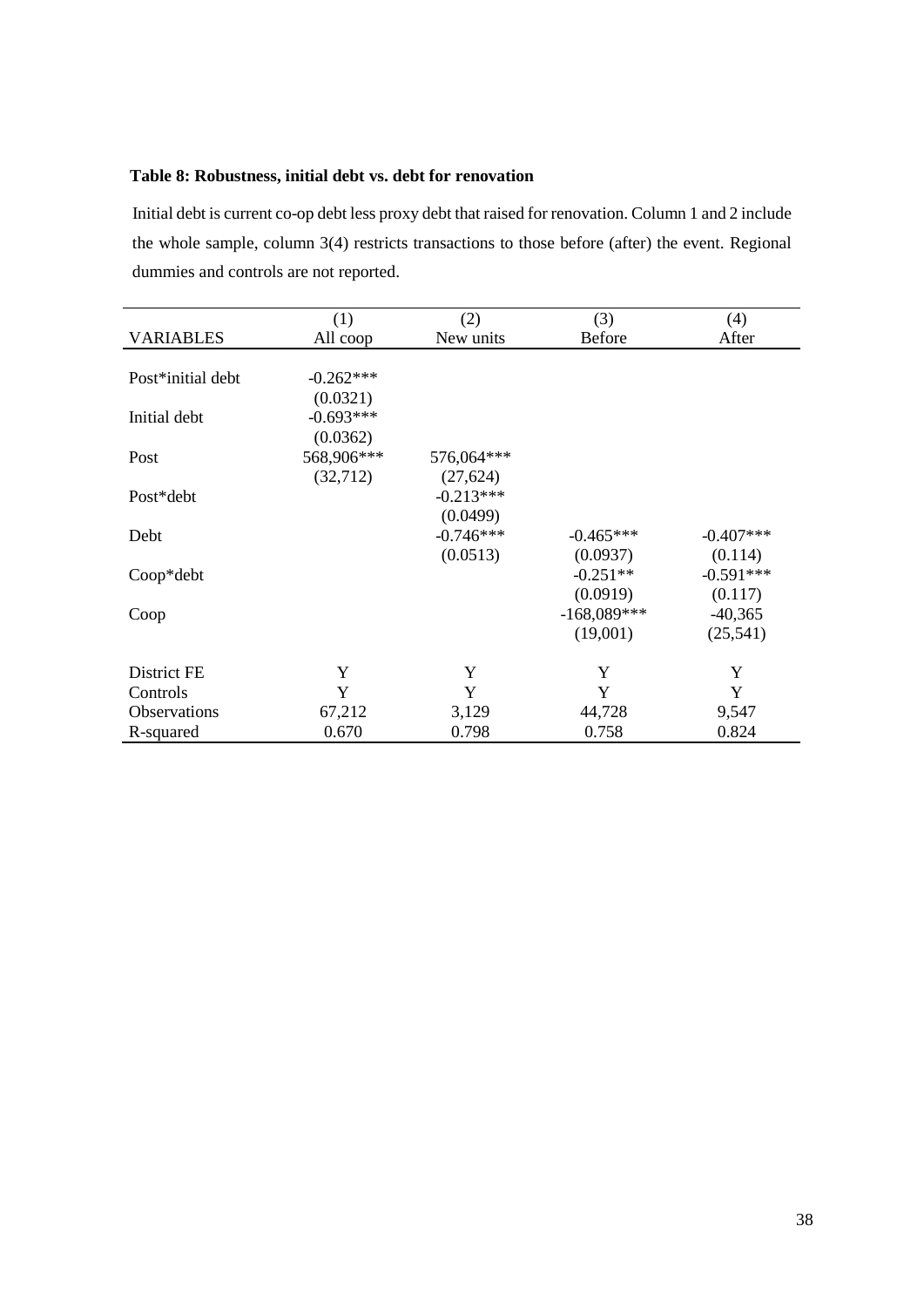**Table 8: Robustness, initial debt vs. debt for renovation**

Initial debt is current co-op debt less proxy debt that raised for renovation. Column 1 and 2 include the whole sample, column 3(4) restricts transactions to those before (after) the event. Regional dummies and controls are not reported.

| | (1) | (2) | (3) | (4) |
|---|---|---|---|---|
| VARIABLES | All coop | New units | Before | After |
| Post*initial debt | -0.262*** | | | |
| | (0.0321) | | | |
| Initial debt | -0.693*** | | | |
| | (0.0362) | | | |
| Post | 568,906*** | 576,064*** | | |
| | (32,712) | (27,624) | | |
| Post*debt | | -0.213*** | | |
| | | (0.0499) | | |
| Debt | | -0.746*** | -0.465*** | -0.407*** |
| | | (0.0513) | (0.0937) | (0.114) |
| Coop*debt | | | -0.251** | -0.591*** |
| | | | (0.0919) | (0.117) |
| Coop | | | -168,089*** | -40,365 |
| | | | (19,001) | (25,541) |
| District FE | Y | Y | Y | Y |
| Controls | Y | Y | Y | Y |
| Observations | 67,212 | 3,129 | 44,728 | 9,547 |
| R-squared | 0.670 | 0.798 | 0.758 | 0.824 |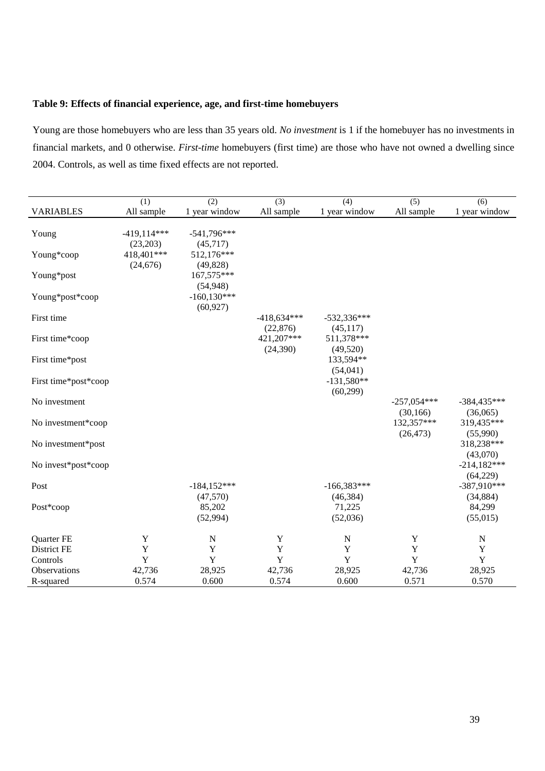**Table 9: Effects of financial experience, age, and first-time homebuyers**

Young are those homebuyers who are less than 35 years old. *No investment* is 1 if the homebuyer has no investments in financial markets, and 0 otherwise. *First-time* homebuyers (first time) are those who have not owned a dwelling since 2004. Controls, as well as time fixed effects are not reported.

| | (1) | (2) | (3) | (4) | (5) | (6) |
|---|---|---|---|---|---|---|
| VARIABLES | All sample | 1 year window | All sample | 1 year window | All sample | 1 year window |
| Young | -419,114*** | -541,796*** | | | | |
| | (23,203) | (45,717) | | | | |
| Young*coop | 418,401*** | 512,176*** | | | | |
| | (24,676) | (49,828) | | | | |
| Young*post | | 167,575*** | | | | |
| | | (54,948) | | | | |
| Young*post*coop | | -160,130*** | | | | |
| | | (60,927) | | | | |
| First time | | | -418,634*** | -532,336*** | | |
| | | | (22,876) | (45,117) | | |
| First time*coop | | | 421,207*** | 511,378*** | | |
| | | | (24,390) | (49,520) | | |
| First time*post | | | | 133,594** | | |
| | | | | (54,041) | | |
| First time*post*coop | | | | -131,580** | | |
| | | | | (60,299) | | |
| No investment | | | | | -257,054*** | -384,435*** |
| | | | | | (30,166) | (36,065) |
| No investment*coop | | | | | 132,357*** | 319,435*** |
| | | | | | (26,473) | (55,990) |
| No investment*post | | | | | | 318,238*** |
| | | | | | | (43,070) |
| No invest*post*coop | | | | | | -214,182*** |
| | | | | | | (64,229) |
| Post | | -184,152*** | | -166,383*** | | -387,910*** |
| | | (47,570) | | (46,384) | | (34,884) |
| Post*coop | | 85,202 | | 71,225 | | 84,299 |
| | | (52,994) | | (52,036) | | (55,015) |
| Quarter FE | Y | N | Y | N | Y | N |
| District FE | Y | Y | Y | Y | Y | Y |
| Controls | Y | Y | Y | Y | Y | Y |
| Observations | 42,736 | 28,925 | 42,736 | 28,925 | 42,736 | 28,925 |
| R-squared | 0.574 | 0.600 | 0.574 | 0.600 | 0.571 | 0.570 |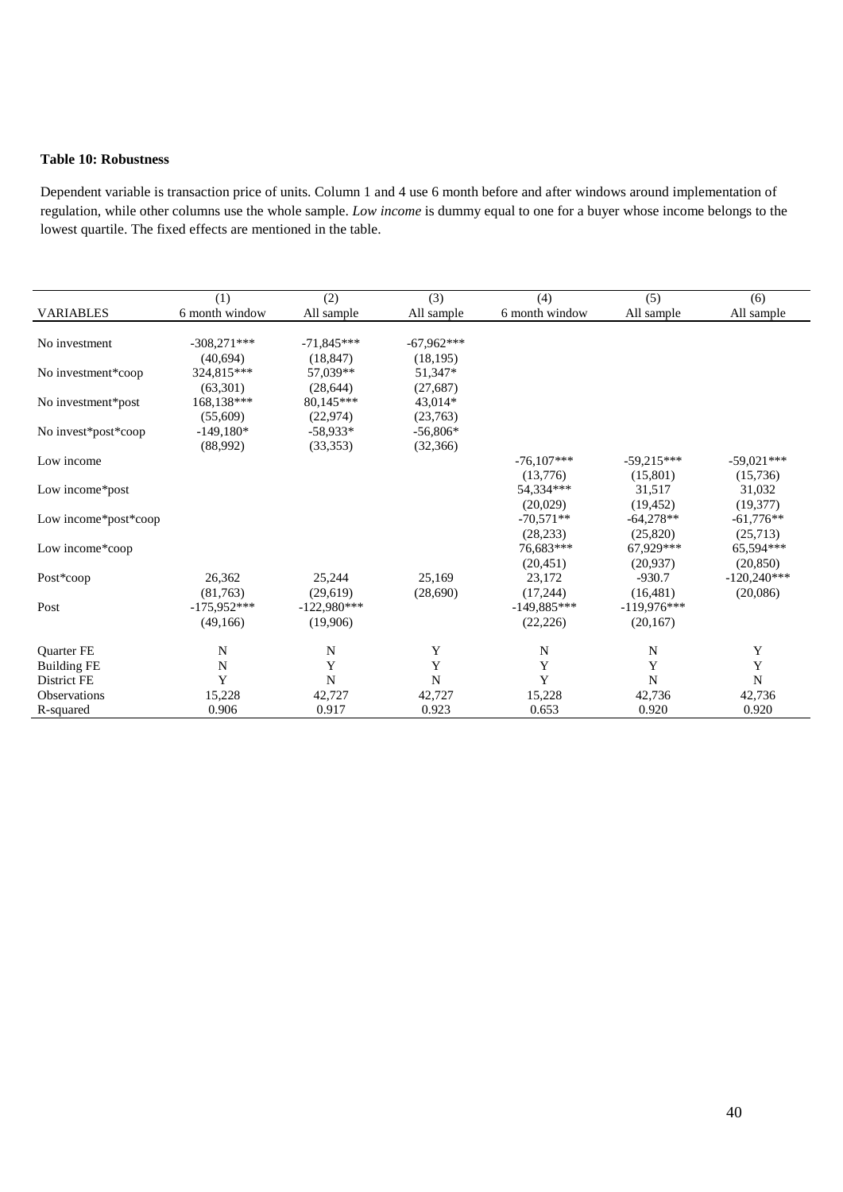**Table 10: Robustness**

Dependent variable is transaction price of units. Column 1 and 4 use 6 month before and after windows around implementation of regulation, while other columns use the whole sample. *Low income* is dummy equal to one for a buyer whose income belongs to the lowest quartile. The fixed effects are mentioned in the table.

| | (1) | (2) | (3) | (4) | (5) | (6) |
|---|---|---|---|---|---|---|
| VARIABLES | 6 month window | All sample | All sample | 6 month window | All sample | All sample |
| No investment | -308,271*** | -71,845*** | -67,962*** | | | |
| | (40,694) | (18,847) | (18,195) | | | |
| No investment*coop | 324,815*** | 57,039** | 51,347* | | | |
| | (63,301) | (28,644) | (27,687) | | | |
| No investment*post | 168,138*** | 80,145*** | 43,014* | | | |
| | (55,609) | (22,974) | (23,763) | | | |
| No invest*post*coop | -149,180* | -58,933* | -56,806* | | | |
| | (88,992) | (33,353) | (32,366) | | | |
| Low income | | | | -76,107*** | -59,215*** | -59,021*** |
| | | | | (13,776) | (15,801) | (15,736) |
| Low income*post | | | | 54,334*** | 31,517 | 31,032 |
| | | | | (20,029) | (19,452) | (19,377) |
| Low income*post*coop | | | | -70,571** | -64,278** | -61,776** |
| | | | | (28,233) | (25,820) | (25,713) |
| Low income*coop | | | | 76,683*** | 67,929*** | 65,594*** |
| | | | | (20,451) | (20,937) | (20,850) |
| Post*coop | 26,362 | 25,244 | 25,169 | 23,172 | -930.7 | -120,240*** |
| | (81,763) | (29,619) | (28,690) | (17,244) | (16,481) | (20,086) |
| Post | -175,952*** | -122,980*** | | -149,885*** | -119,976*** | |
| | (49,166) | (19,906) | | (22,226) | (20,167) | |
| Quarter FE | N | N | Y | N | N | Y |
| Building FE | N | Y | Y | Y | Y | Y |
| District FE | Y | N | N | Y | N | N |
| Observations | 15,228 | 42,727 | 42,727 | 15,228 | 42,736 | 42,736 |
| R-squared | 0.906 | 0.917 | 0.923 | 0.653 | 0.920 | 0.920 |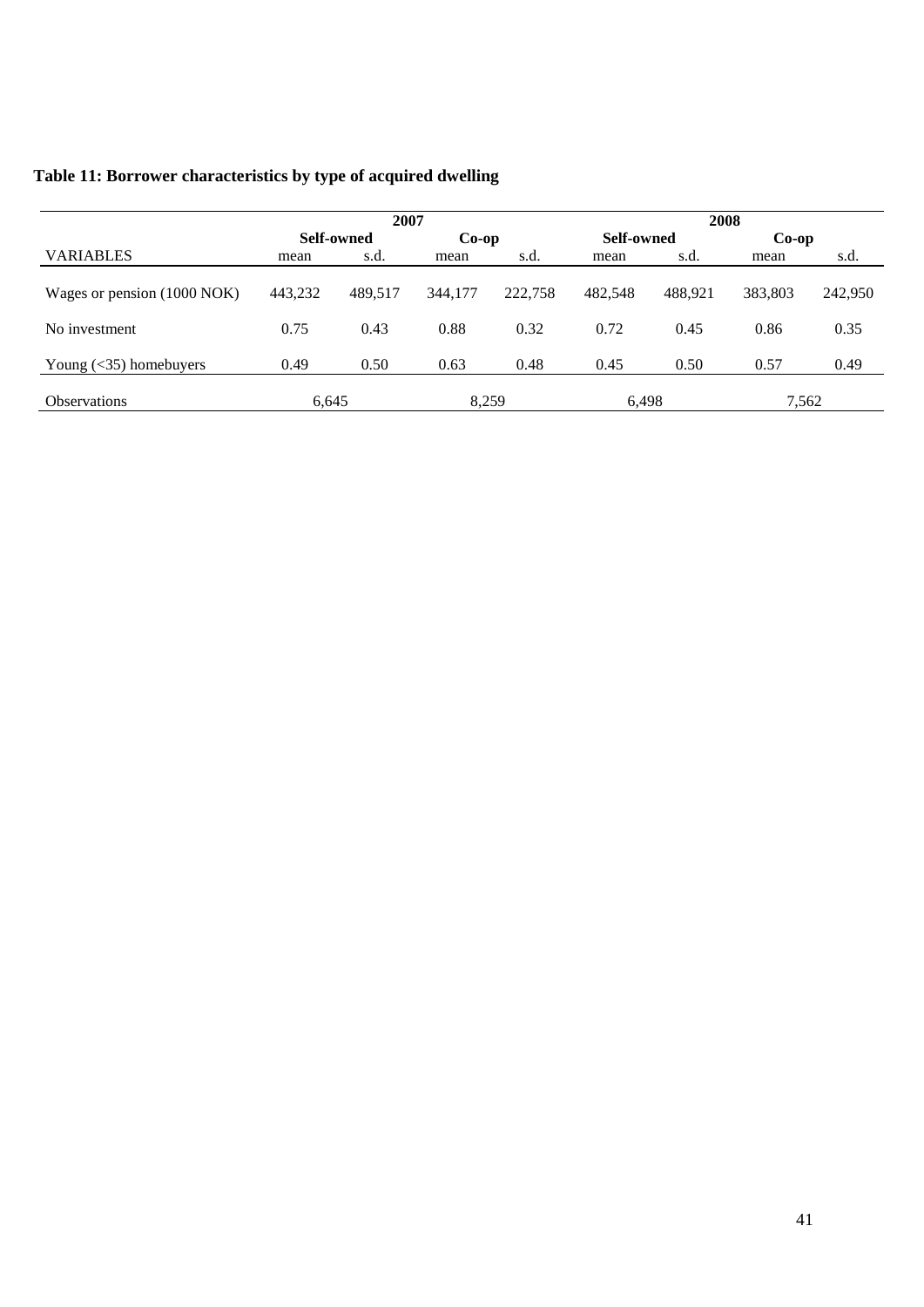**Table 11: Borrower characteristics by type of acquired dwelling**

| | 2007 | | | | 2008 | | | |
|---|---|---|---|---|---|---|---|---|
| | Self-owned | | Co-op | | Self-owned | | Co-op | |
| VARIABLES | mean | s.d. | mean | s.d. | mean | s.d. | mean | s.d. |
| Wages or pension (1000 NOK) | 443,232 | 489,517 | 344,177 | 222,758 | 482,548 | 488,921 | 383,803 | 242,950 |
| No investment | 0.75 | 0.43 | 0.88 | 0.32 | 0.72 | 0.45 | 0.86 | 0.35 |
| Young (<35) homebuyers | 0.49 | 0.50 | 0.63 | 0.48 | 0.45 | 0.50 | 0.57 | 0.49 |
| Observations | 6,645 | | 8,259 | | 6,498 | | 7,562 | |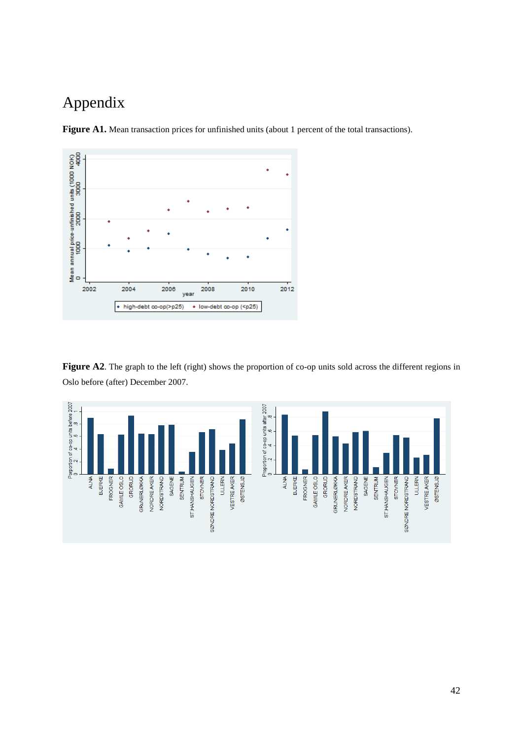# Appendix

**Figure A1.** Mean transaction prices for unfinished units (about 1 percent of the total transactions).

**Figure A2**. The graph to the left (right) shows the proportion of co-op units sold across the different regions in Oslo before (after) December 2007.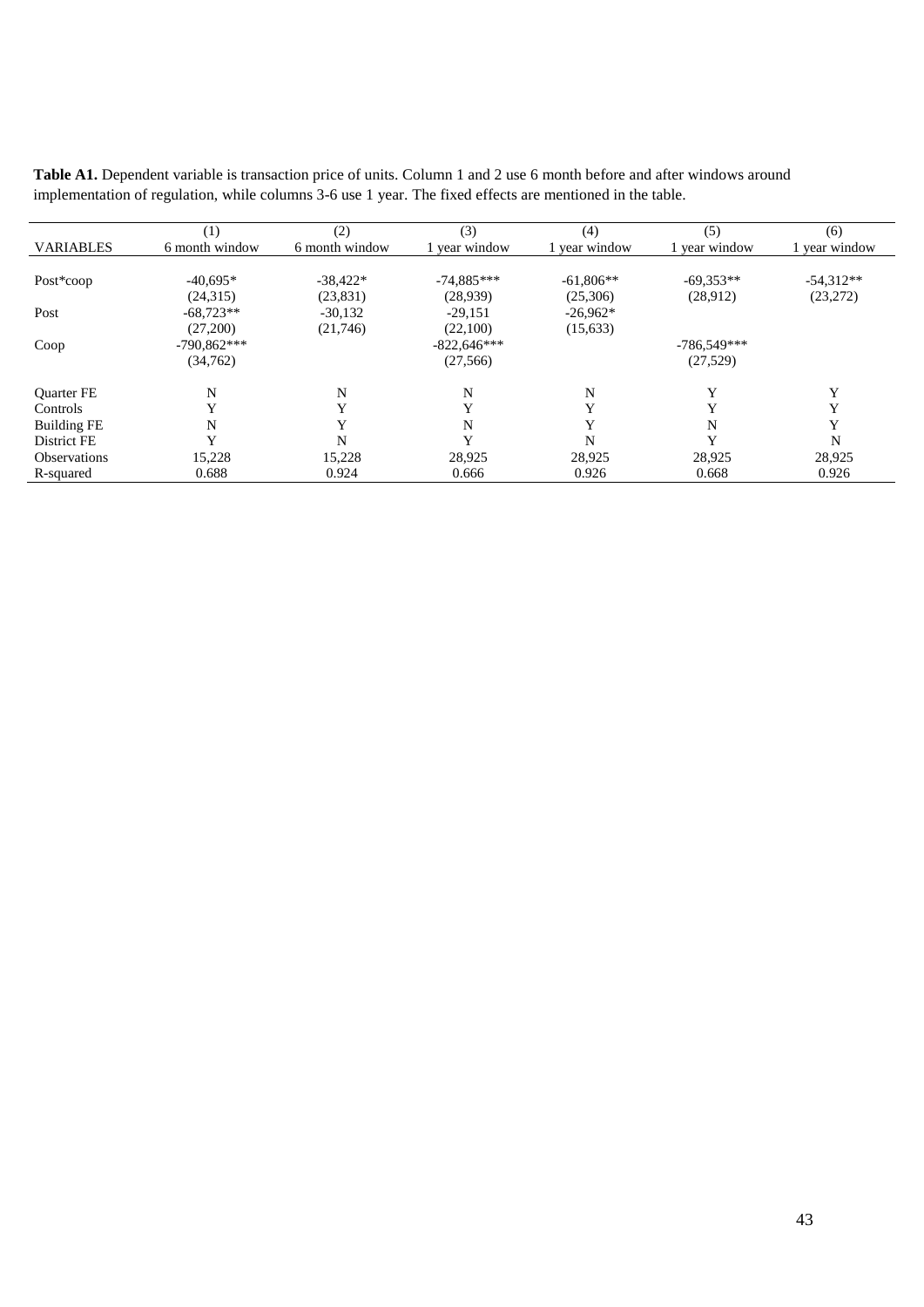**Table A1.** Dependent variable is transaction price of units. Column 1 and 2 use 6 month before and after windows around implementation of regulation, while columns 3-6 use 1 year. The fixed effects are mentioned in the table.

| | (1) | (2) | (3) | (4) | (5) | (6) |
|---|---|---|---|---|---|---|
| VARIABLES | 6 month window | 6 month window | 1 year window | 1 year window | 1 year window | 1 year window |
| Post*coop | -40,695* | -38,422* | -74,885*** | -61,806** | -69,353** | -54,312** |
| | (24,315) | (23,831) | (28,939) | (25,306) | (28,912) | (23,272) |
| Post | -68,723** | -30,132 | -29,151 | -26,962* | | |
| | (27,200) | (21,746) | (22,100) | (15,633) | | |
| Coop | -790,862*** | | -822,646*** | | -786,549*** | |
| | (34,762) | | (27,566) | | (27,529) | |
| Quarter FE | N | N | N | N | Y | Y |
| Controls | Y | Y | Y | Y | Y | Y |
| Building FE | N | Y | N | Y | N | Y |
| District FE | Y | N | Y | N | Y | N |
| Observations | 15,228 | 15,228 | 28,925 | 28,925 | 28,925 | 28,925 |
| R-squared | 0.688 | 0.924 | 0.666 | 0.926 | 0.668 | 0.926 |